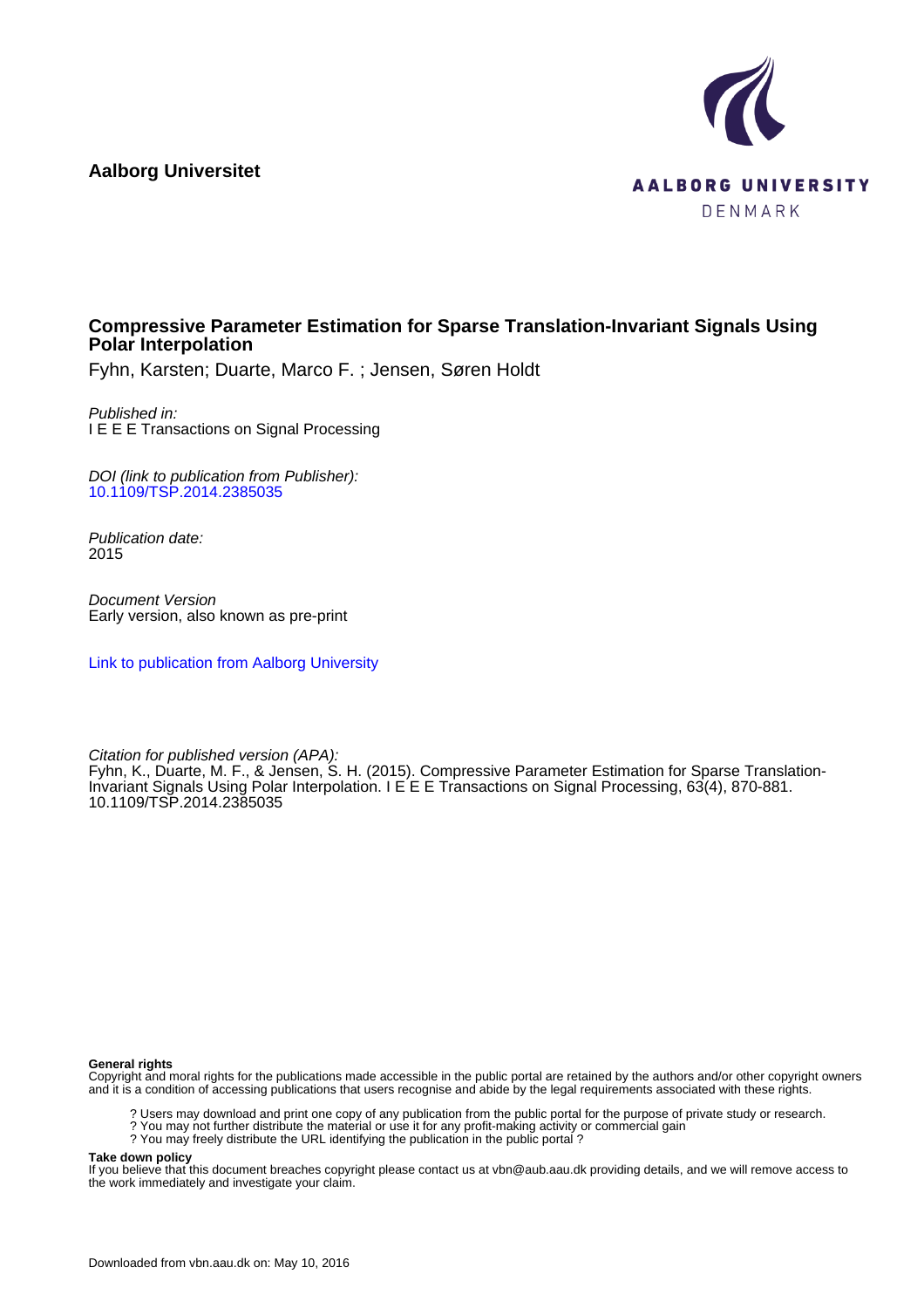**Aalborg Universitet**

AALBORG UNIVERSITY
DENMARK

**Compressive Parameter Estimation for Sparse Translation-Invariant Signals Using Polar Interpolation**

Fyhn, Karsten; Duarte, Marco F. ; Jensen, Søren Holdt

*Published in:*
I E E E Transactions on Signal Processing

*DOI (link to publication from Publisher):*
10.1109/TSP.2014.2385035

*Publication date:*
2015

*Document Version*
Early version, also known as pre-print

Link to publication from Aalborg University

*Citation for published version (APA):*
Fyhn, K., Duarte, M. F., & Jensen, S. H. (2015). Compressive Parameter Estimation for Sparse Translation-Invariant Signals Using Polar Interpolation. I E E E Transactions on Signal Processing, 63(4), 870-881. 10.1109/TSP.2014.2385035

**General rights**
Copyright and moral rights for the publications made accessible in the public portal are retained by the authors and/or other copyright owners and it is a condition of accessing publications that users recognise and abide by the legal requirements associated with these rights.

? Users may download and print one copy of any publication from the public portal for the purpose of private study or research.
? You may not further distribute the material or use it for any profit-making activity or commercial gain
? You may freely distribute the URL identifying the publication in the public portal ?

**Take down policy**
If you believe that this document breaches copyright please contact us at vbn@aub.aau.dk providing details, and we will remove access to the work immediately and investigate your claim.

Downloaded from vbn.aau.dk on: May 10, 2016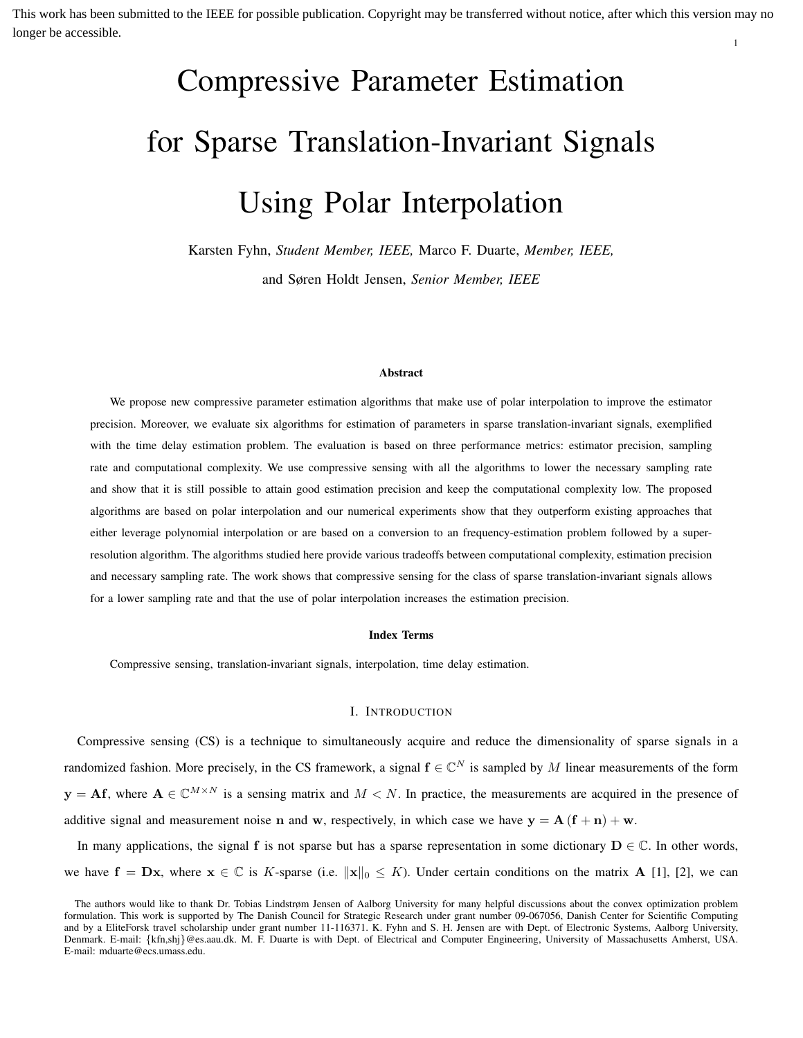This work has been submitted to the IEEE for possible publication. Copyright may be transferred without notice, after which this version may no longer be accessible.

# Compressive Parameter Estimation for Sparse Translation-Invariant Signals Using Polar Interpolation

Karsten Fyhn, *Student Member, IEEE,* Marco F. Duarte, *Member, IEEE,* and Søren Holdt Jensen, *Senior Member, IEEE*

### Abstract

We propose new compressive parameter estimation algorithms that make use of polar interpolation to improve the estimator precision. Moreover, we evaluate six algorithms for estimation of parameters in sparse translation-invariant signals, exemplified with the time delay estimation problem. The evaluation is based on three performance metrics: estimator precision, sampling rate and computational complexity. We use compressive sensing with all the algorithms to lower the necessary sampling rate and show that it is still possible to attain good estimation precision and keep the computational complexity low. The proposed algorithms are based on polar interpolation and our numerical experiments show that they outperform existing approaches that either leverage polynomial interpolation or are based on a conversion to an frequency-estimation problem followed by a super-resolution algorithm. The algorithms studied here provide various tradeoffs between computational complexity, estimation precision and necessary sampling rate. The work shows that compressive sensing for the class of sparse translation-invariant signals allows for a lower sampling rate and that the use of polar interpolation increases the estimation precision.

### Index Terms

Compressive sensing, translation-invariant signals, interpolation, time delay estimation.

## I. Introduction

Compressive sensing (CS) is a technique to simultaneously acquire and reduce the dimensionality of sparse signals in a randomized fashion. More precisely, in the CS framework, a signal $\mathbf{f} \in \mathbb{C}^N$ is sampled by $M$ linear measurements of the form $\mathbf{y} = \mathbf{A}\mathbf{f}$, where $\mathbf{A} \in \mathbb{C}^{M \times N}$ is a sensing matrix and $M < N$. In practice, the measurements are acquired in the presence of additive signal and measurement noise $\mathbf{n}$ and $\mathbf{w}$, respectively, in which case we have $\mathbf{y} = \mathbf{A}(\mathbf{f} + \mathbf{n}) + \mathbf{w}$.

In many applications, the signal $\mathbf{f}$ is not sparse but has a sparse representation in some dictionary $\mathbf{D} \in \mathbb{C}$. In other words, we have $\mathbf{f} = \mathbf{D}\mathbf{x}$, where $\mathbf{x} \in \mathbb{C}$ is $K$-sparse (i.e. $\|\mathbf{x}\|_0 \leq K$). Under certain conditions on the matrix $\mathbf{A}$ [1], [2], we can

The authors would like to thank Dr. Tobias Lindstrøm Jensen of Aalborg University for many helpful discussions about the convex optimization problem formulation. This work is supported by The Danish Council for Strategic Research under grant number 09-067056, Danish Center for Scientific Computing and by a EliteForsk travel scholarship under grant number 11-116371. K. Fyhn and S. H. Jensen are with Dept. of Electronic Systems, Aalborg University, Denmark. E-mail: {kfn,shj}@es.aau.dk. M. F. Duarte is with Dept. of Electrical and Computer Engineering, University of Massachusetts Amherst, USA. E-mail: mduarte@ecs.umass.edu.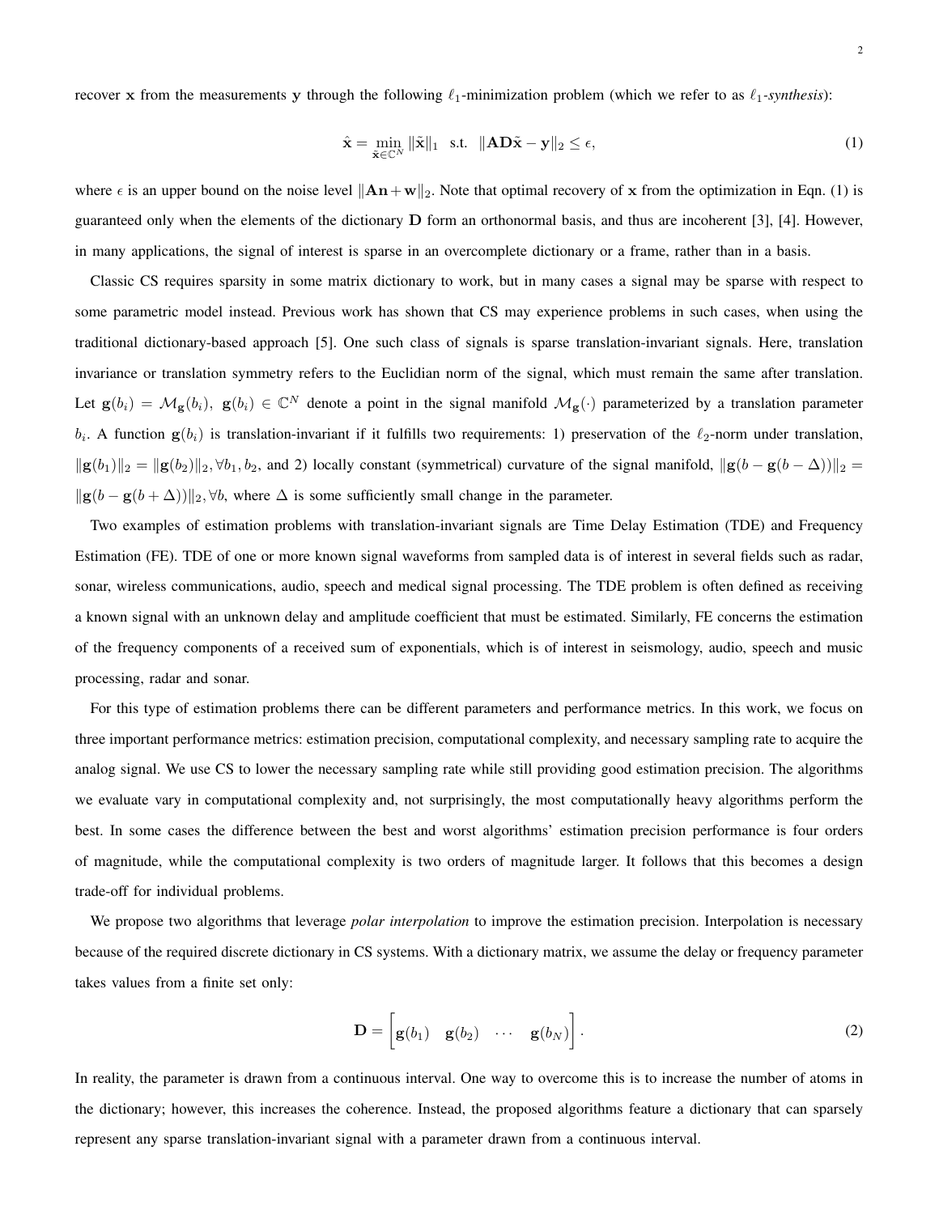recover $\mathbf{x}$ from the measurements $\mathbf{y}$ through the following $\ell_1$-minimization problem (which we refer to as *$\ell_1$-synthesis*):

$$\hat{\mathbf{x}} = \min_{\tilde{\mathbf{x}} \in \mathbb{C}^N} \|\tilde{\mathbf{x}}\|_1 \quad \text{s.t.} \quad \|\mathbf{A}\mathbf{D}\tilde{\mathbf{x}} - \mathbf{y}\|_2 \leq \epsilon, \tag{1}$$

where $\epsilon$ is an upper bound on the noise level $\|\mathbf{A}\mathbf{n} + \mathbf{w}\|_2$. Note that optimal recovery of $\mathbf{x}$ from the optimization in Eqn. (1) is guaranteed only when the elements of the dictionary $\mathbf{D}$ form an orthonormal basis, and thus are incoherent [3], [4]. However, in many applications, the signal of interest is sparse in an overcomplete dictionary or a frame, rather than in a basis.

Classic CS requires sparsity in some matrix dictionary to work, but in many cases a signal may be sparse with respect to some parametric model instead. Previous work has shown that CS may experience problems in such cases, when using the traditional dictionary-based approach [5]. One such class of signals is sparse translation-invariant signals. Here, translation invariance or translation symmetry refers to the Euclidian norm of the signal, which must remain the same after translation. Let $\mathbf{g}(b_i) = \mathcal{M}_{\mathbf{g}}(b_i),\ \mathbf{g}(b_i) \in \mathbb{C}^N$ denote a point in the signal manifold $\mathcal{M}_{\mathbf{g}}(\cdot)$ parameterized by a translation parameter $b_i$. A function $\mathbf{g}(b_i)$ is translation-invariant if it fulfills two requirements: 1) preservation of the $\ell_2$-norm under translation, $\|\mathbf{g}(b_1)\|_2 = \|\mathbf{g}(b_2)\|_2, \forall b_1, b_2$, and 2) locally constant (symmetrical) curvature of the signal manifold, $\|\mathbf{g}(b - \mathbf{g}(b - \Delta))\|_2 = \|\mathbf{g}(b - \mathbf{g}(b + \Delta))\|_2, \forall b$, where $\Delta$ is some sufficiently small change in the parameter.

Two examples of estimation problems with translation-invariant signals are Time Delay Estimation (TDE) and Frequency Estimation (FE). TDE of one or more known signal waveforms from sampled data is of interest in several fields such as radar, sonar, wireless communications, audio, speech and medical signal processing. The TDE problem is often defined as receiving a known signal with an unknown delay and amplitude coefficient that must be estimated. Similarly, FE concerns the estimation of the frequency components of a received sum of exponentials, which is of interest in seismology, audio, speech and music processing, radar and sonar.

For this type of estimation problems there can be different parameters and performance metrics. In this work, we focus on three important performance metrics: estimation precision, computational complexity, and necessary sampling rate to acquire the analog signal. We use CS to lower the necessary sampling rate while still providing good estimation precision. The algorithms we evaluate vary in computational complexity and, not surprisingly, the most computationally heavy algorithms perform the best. In some cases the difference between the best and worst algorithms' estimation precision performance is four orders of magnitude, while the computational complexity is two orders of magnitude larger. It follows that this becomes a design trade-off for individual problems.

We propose two algorithms that leverage *polar interpolation* to improve the estimation precision. Interpolation is necessary because of the required discrete dictionary in CS systems. With a dictionary matrix, we assume the delay or frequency parameter takes values from a finite set only:

$$\mathbf{D} = \begin{bmatrix} \mathbf{g}(b_1) & \mathbf{g}(b_2) & \cdots & \mathbf{g}(b_N) \end{bmatrix}. \tag{2}$$

In reality, the parameter is drawn from a continuous interval. One way to overcome this is to increase the number of atoms in the dictionary; however, this increases the coherence. Instead, the proposed algorithms feature a dictionary that can sparsely represent any sparse translation-invariant signal with a parameter drawn from a continuous interval.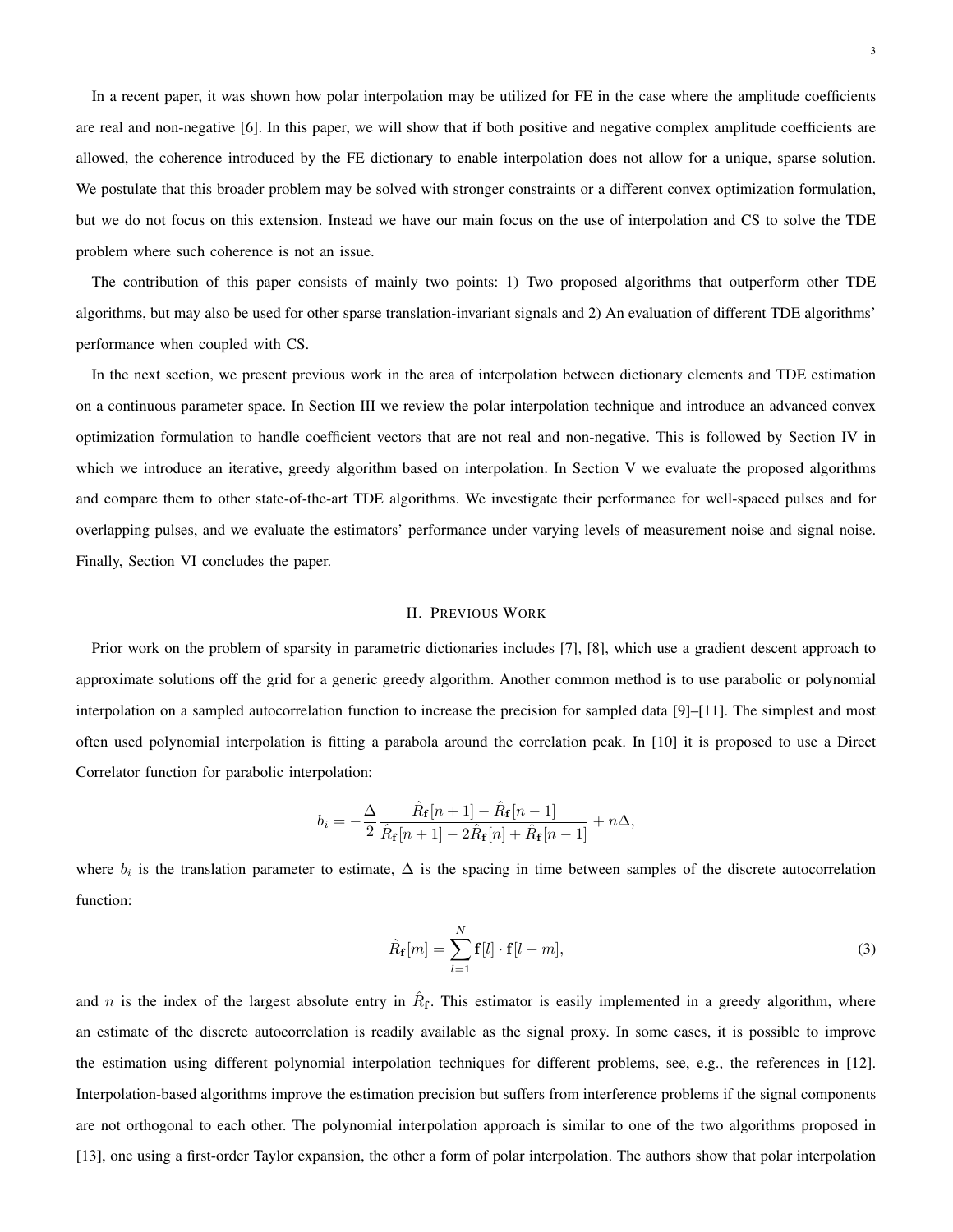In a recent paper, it was shown how polar interpolation may be utilized for FE in the case where the amplitude coefficients are real and non-negative [6]. In this paper, we will show that if both positive and negative complex amplitude coefficients are allowed, the coherence introduced by the FE dictionary to enable interpolation does not allow for a unique, sparse solution. We postulate that this broader problem may be solved with stronger constraints or a different convex optimization formulation, but we do not focus on this extension. Instead we have our main focus on the use of interpolation and CS to solve the TDE problem where such coherence is not an issue.

The contribution of this paper consists of mainly two points: 1) Two proposed algorithms that outperform other TDE algorithms, but may also be used for other sparse translation-invariant signals and 2) An evaluation of different TDE algorithms' performance when coupled with CS.

In the next section, we present previous work in the area of interpolation between dictionary elements and TDE estimation on a continuous parameter space. In Section III we review the polar interpolation technique and introduce an advanced convex optimization formulation to handle coefficient vectors that are not real and non-negative. This is followed by Section IV in which we introduce an iterative, greedy algorithm based on interpolation. In Section V we evaluate the proposed algorithms and compare them to other state-of-the-art TDE algorithms. We investigate their performance for well-spaced pulses and for overlapping pulses, and we evaluate the estimators' performance under varying levels of measurement noise and signal noise. Finally, Section VI concludes the paper.

## II. Previous Work

Prior work on the problem of sparsity in parametric dictionaries includes [7], [8], which use a gradient descent approach to approximate solutions off the grid for a generic greedy algorithm. Another common method is to use parabolic or polynomial interpolation on a sampled autocorrelation function to increase the precision for sampled data [9]–[11]. The simplest and most often used polynomial interpolation is fitting a parabola around the correlation peak. In [10] it is proposed to use a Direct Correlator function for parabolic interpolation:

$$b_i = -\frac{\Delta}{2}\frac{\hat{R}_{\mathbf{f}}[n+1] - \hat{R}_{\mathbf{f}}[n-1]}{\hat{R}_{\mathbf{f}}[n+1] - 2\hat{R}_{\mathbf{f}}[n] + \hat{R}_{\mathbf{f}}[n-1]} + n\Delta,$$

where $b_i$ is the translation parameter to estimate, $\Delta$ is the spacing in time between samples of the discrete autocorrelation function:

$$\hat{R}_{\mathbf{f}}[m] = \sum_{l=1}^{N} \mathbf{f}[l] \cdot \mathbf{f}[l-m], \tag{3}$$

and $n$ is the index of the largest absolute entry in $\hat{R}_{\mathbf{f}}$. This estimator is easily implemented in a greedy algorithm, where an estimate of the discrete autocorrelation is readily available as the signal proxy. In some cases, it is possible to improve the estimation using different polynomial interpolation techniques for different problems, see, e.g., the references in [12]. Interpolation-based algorithms improve the estimation precision but suffers from interference problems if the signal components are not orthogonal to each other. The polynomial interpolation approach is similar to one of the two algorithms proposed in [13], one using a first-order Taylor expansion, the other a form of polar interpolation. The authors show that polar interpolation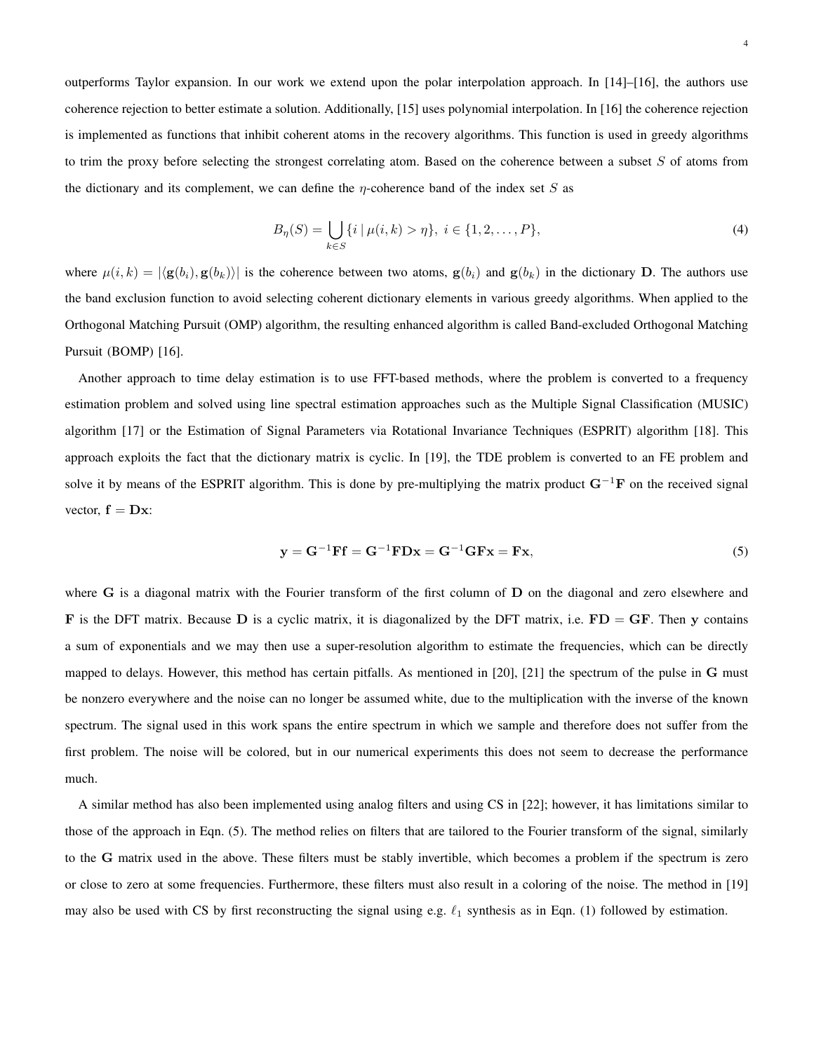outperforms Taylor expansion. In our work we extend upon the polar interpolation approach. In [14]–[16], the authors use coherence rejection to better estimate a solution. Additionally, [15] uses polynomial interpolation. In [16] the coherence rejection is implemented as functions that inhibit coherent atoms in the recovery algorithms. This function is used in greedy algorithms to trim the proxy before selecting the strongest correlating atom. Based on the coherence between a subset $S$ of atoms from the dictionary and its complement, we can define the $\eta$-coherence band of the index set $S$ as

$$B_\eta(S) = \bigcup_{k \in S} \{i \mid \mu(i,k) > \eta\},\ i \in \{1, 2, \dots, P\}, \tag{4}$$

where $\mu(i,k) = |\langle \mathbf{g}(b_i), \mathbf{g}(b_k) \rangle|$ is the coherence between two atoms, $\mathbf{g}(b_i)$ and $\mathbf{g}(b_k)$ in the dictionary $\mathbf{D}$. The authors use the band exclusion function to avoid selecting coherent dictionary elements in various greedy algorithms. When applied to the Orthogonal Matching Pursuit (OMP) algorithm, the resulting enhanced algorithm is called Band-excluded Orthogonal Matching Pursuit (BOMP) [16].

Another approach to time delay estimation is to use FFT-based methods, where the problem is converted to a frequency estimation problem and solved using line spectral estimation approaches such as the Multiple Signal Classification (MUSIC) algorithm [17] or the Estimation of Signal Parameters via Rotational Invariance Techniques (ESPRIT) algorithm [18]. This approach exploits the fact that the dictionary matrix is cyclic. In [19], the TDE problem is converted to an FE problem and solve it by means of the ESPRIT algorithm. This is done by pre-multiplying the matrix product $\mathbf{G}^{-1}\mathbf{F}$ on the received signal vector, $\mathbf{f} = \mathbf{D}\mathbf{x}$:

$$\mathbf{y} = \mathbf{G}^{-1}\mathbf{F}\mathbf{f} = \mathbf{G}^{-1}\mathbf{F}\mathbf{D}\mathbf{x} = \mathbf{G}^{-1}\mathbf{G}\mathbf{F}\mathbf{x} = \mathbf{F}\mathbf{x}, \tag{5}$$

where $\mathbf{G}$ is a diagonal matrix with the Fourier transform of the first column of $\mathbf{D}$ on the diagonal and zero elsewhere and $\mathbf{F}$ is the DFT matrix. Because $\mathbf{D}$ is a cyclic matrix, it is diagonalized by the DFT matrix, i.e. $\mathbf{F}\mathbf{D} = \mathbf{G}\mathbf{F}$. Then $\mathbf{y}$ contains a sum of exponentials and we may then use a super-resolution algorithm to estimate the frequencies, which can be directly mapped to delays. However, this method has certain pitfalls. As mentioned in [20], [21] the spectrum of the pulse in $\mathbf{G}$ must be nonzero everywhere and the noise can no longer be assumed white, due to the multiplication with the inverse of the known spectrum. The signal used in this work spans the entire spectrum in which we sample and therefore does not suffer from the first problem. The noise will be colored, but in our numerical experiments this does not seem to decrease the performance much.

A similar method has also been implemented using analog filters and using CS in [22]; however, it has limitations similar to those of the approach in Eqn. (5). The method relies on filters that are tailored to the Fourier transform of the signal, similarly to the $\mathbf{G}$ matrix used in the above. These filters must be stably invertible, which becomes a problem if the spectrum is zero or close to zero at some frequencies. Furthermore, these filters must also result in a coloring of the noise. The method in [19] may also be used with CS by first reconstructing the signal using e.g. $\ell_1$ synthesis as in Eqn. (1) followed by estimation.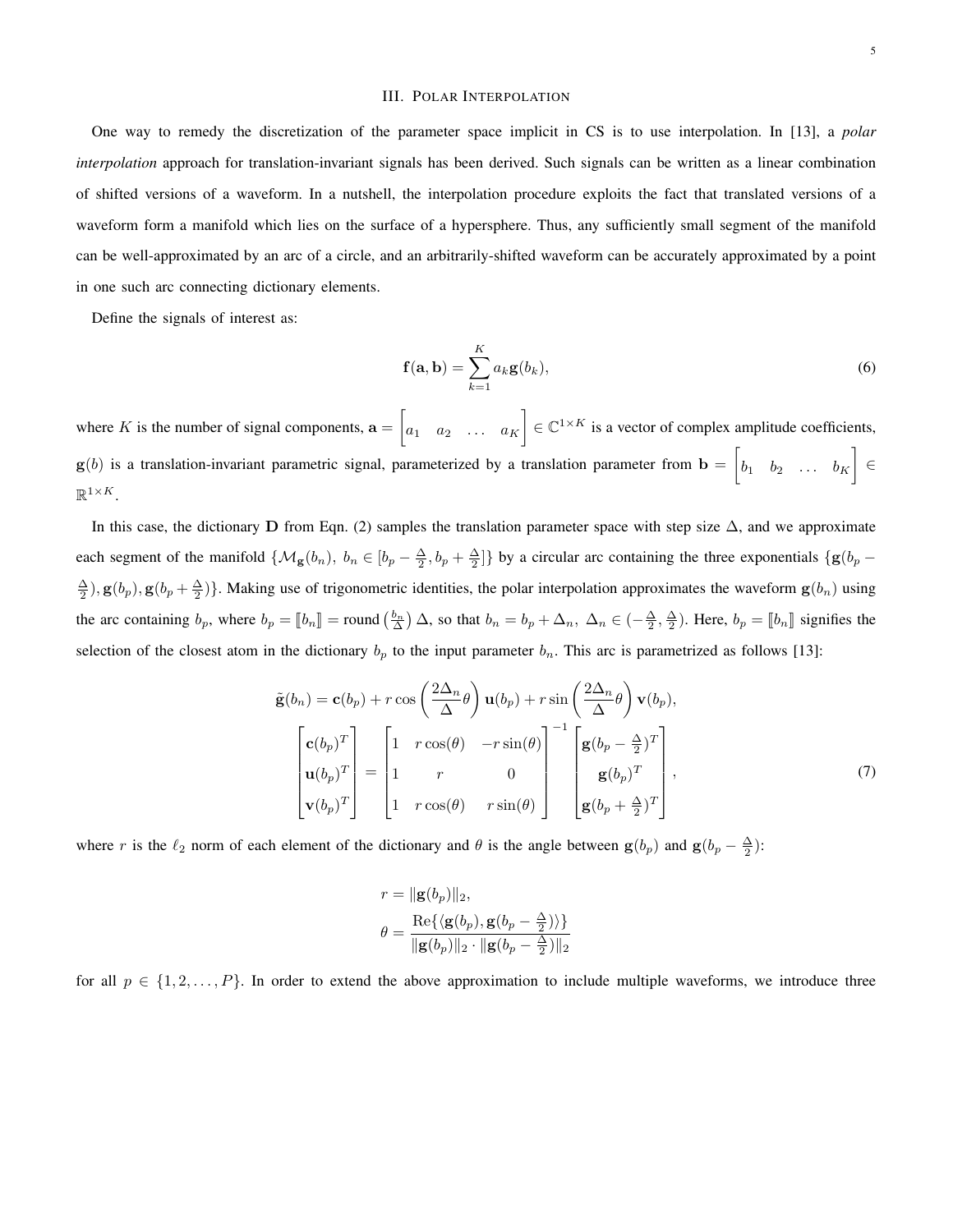## III. Polar Interpolation

One way to remedy the discretization of the parameter space implicit in CS is to use interpolation. In [13], a *polar interpolation* approach for translation-invariant signals has been derived. Such signals can be written as a linear combination of shifted versions of a waveform. In a nutshell, the interpolation procedure exploits the fact that translated versions of a waveform form a manifold which lies on the surface of a hypersphere. Thus, any sufficiently small segment of the manifold can be well-approximated by an arc of a circle, and an arbitrarily-shifted waveform can be accurately approximated by a point in one such arc connecting dictionary elements.

Define the signals of interest as:

$$\mathbf{f}(\mathbf{a}, \mathbf{b}) = \sum_{k=1}^{K} a_k \mathbf{g}(b_k), \tag{6}$$

where $K$ is the number of signal components, $\mathbf{a} = \begin{bmatrix} a_1 & a_2 & \dots & a_K \end{bmatrix} \in \mathbb{C}^{1\times K}$ is a vector of complex amplitude coefficients, $\mathbf{g}(b)$ is a translation-invariant parametric signal, parameterized by a translation parameter from $\mathbf{b} = \begin{bmatrix} b_1 & b_2 & \dots & b_K \end{bmatrix} \in \mathbb{R}^{1\times K}$.

In this case, the dictionary $\mathbf{D}$ from Eqn. (2) samples the translation parameter space with step size $\Delta$, and we approximate each segment of the manifold $\{\mathcal{M}_{\mathbf{g}}(b_n),\ b_n \in [b_p - \frac{\Delta}{2}, b_p + \frac{\Delta}{2}]\}$ by a circular arc containing the three exponentials $\{\mathbf{g}(b_p - \frac{\Delta}{2}), \mathbf{g}(b_p), \mathbf{g}(b_p + \frac{\Delta}{2})\}$. Making use of trigonometric identities, the polar interpolation approximates the waveform $\mathbf{g}(b_n)$ using the arc containing $b_p$, where $b_p = [\![b_n]\!] = \text{round}\left(\frac{b_n}{\Delta}\right)\Delta$, so that $b_n = b_p + \Delta_n,\ \Delta_n \in (-\frac{\Delta}{2}, \frac{\Delta}{2})$. Here, $b_p = [\![b_n]\!]$ signifies the selection of the closest atom in the dictionary $b_p$ to the input parameter $b_n$. This arc is parametrized as follows [13]:

$$\begin{gathered}
\tilde{\mathbf{g}}(b_n) = \mathbf{c}(b_p) + r\cos\left(\frac{2\Delta_n}{\Delta}\theta\right)\mathbf{u}(b_p) + r\sin\left(\frac{2\Delta_n}{\Delta}\theta\right)\mathbf{v}(b_p), \\
\begin{bmatrix} \mathbf{c}(b_p)^T \\ \mathbf{u}(b_p)^T \\ \mathbf{v}(b_p)^T \end{bmatrix} = \begin{bmatrix} 1 & r\cos(\theta) & -r\sin(\theta) \\ 1 & r & 0 \\ 1 & r\cos(\theta) & r\sin(\theta) \end{bmatrix}^{-1} \begin{bmatrix} \mathbf{g}(b_p - \frac{\Delta}{2})^T \\ \mathbf{g}(b_p)^T \\ \mathbf{g}(b_p + \frac{\Delta}{2})^T \end{bmatrix},
\end{gathered} \tag{7}$$

where $r$ is the $\ell_2$ norm of each element of the dictionary and $\theta$ is the angle between $\mathbf{g}(b_p)$ and $\mathbf{g}(b_p - \frac{\Delta}{2})$:

$$\begin{aligned}
r &= \|\mathbf{g}(b_p)\|_2, \\
\theta &= \frac{\text{Re}\{\langle \mathbf{g}(b_p), \mathbf{g}(b_p - \frac{\Delta}{2})\rangle\}}{\|\mathbf{g}(b_p)\|_2 \cdot \|\mathbf{g}(b_p - \frac{\Delta}{2})\|_2}
\end{aligned}$$

for all $p \in \{1, 2, \dots, P\}$. In order to extend the above approximation to include multiple waveforms, we introduce three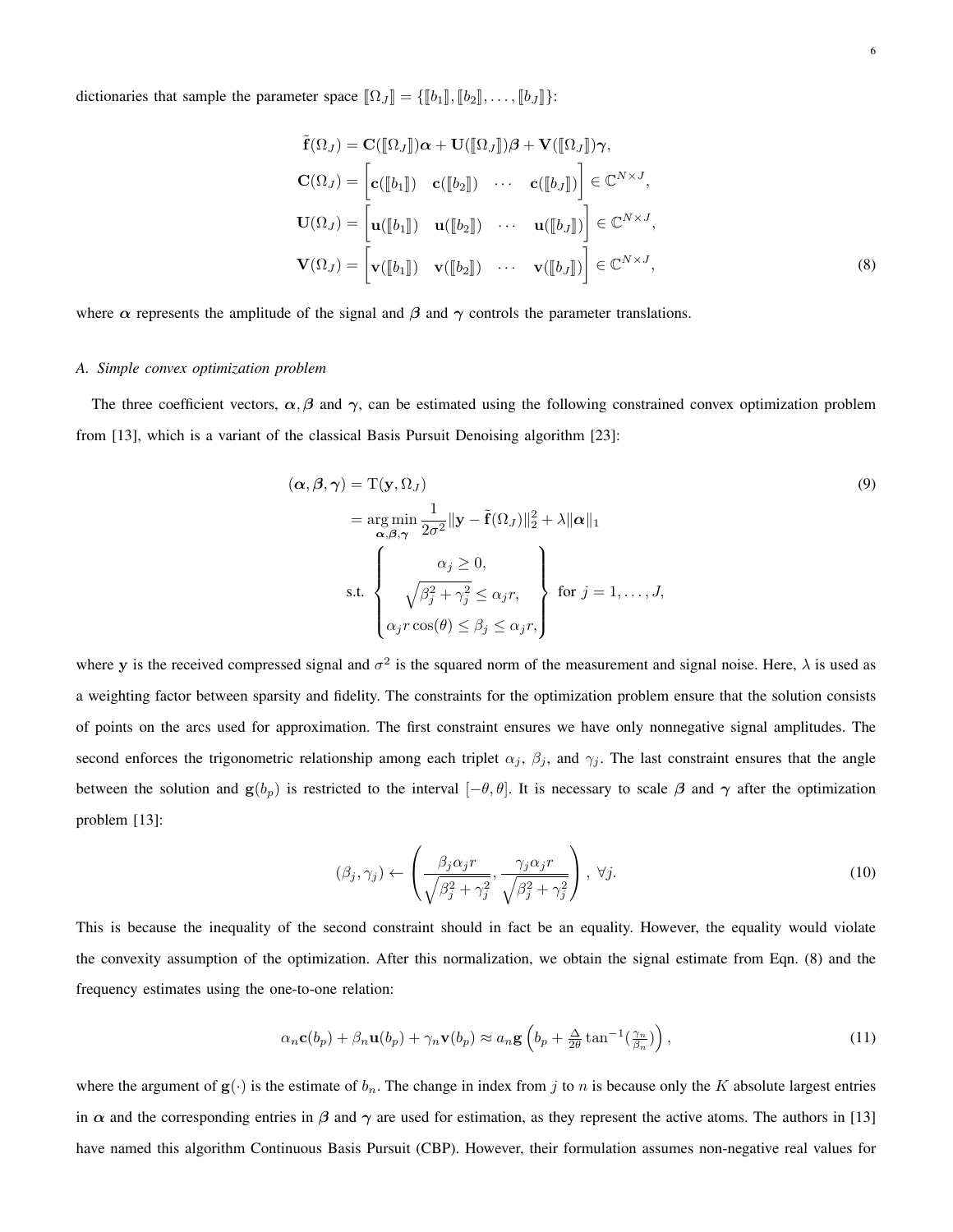dictionaries that sample the parameter space $[\![\Omega_J]\!] = \{[\![b_1]\!], [\![b_2]\!], \ldots, [\![b_J]\!]\}$:

$$
\begin{aligned}
\tilde{\mathbf{f}}(\Omega_J) &= \mathbf{C}([\![\Omega_J]\!])\boldsymbol{\alpha} + \mathbf{U}([\![\Omega_J]\!])\boldsymbol{\beta} + \mathbf{V}([\![\Omega_J]\!])\boldsymbol{\gamma}, \\
\mathbf{C}(\Omega_J) &= \begin{bmatrix} \mathbf{c}([\![b_1]\!]) & \mathbf{c}([\![b_2]\!]) & \cdots & \mathbf{c}([\![b_J]\!]) \end{bmatrix} \in \mathbb{C}^{N \times J}, \\
\mathbf{U}(\Omega_J) &= \begin{bmatrix} \mathbf{u}([\![b_1]\!]) & \mathbf{u}([\![b_2]\!]) & \cdots & \mathbf{u}([\![b_J]\!]) \end{bmatrix} \in \mathbb{C}^{N \times J}, \\
\mathbf{V}(\Omega_J) &= \begin{bmatrix} \mathbf{v}([\![b_1]\!]) & \mathbf{v}([\![b_2]\!]) & \cdots & \mathbf{v}([\![b_J]\!]) \end{bmatrix} \in \mathbb{C}^{N \times J},
\end{aligned}
\tag{8}
$$

where $\boldsymbol{\alpha}$ represents the amplitude of the signal and $\boldsymbol{\beta}$ and $\boldsymbol{\gamma}$ controls the parameter translations.

### *A. Simple convex optimization problem*

The three coefficient vectors, $\boldsymbol{\alpha}, \boldsymbol{\beta}$ and $\boldsymbol{\gamma}$, can be estimated using the following constrained convex optimization problem from [13], which is a variant of the classical Basis Pursuit Denoising algorithm [23]:

$$
\begin{aligned}
(\boldsymbol{\alpha}, \boldsymbol{\beta}, \boldsymbol{\gamma}) &= \mathrm{T}(\mathbf{y}, \Omega_J) \qquad (9)\\
&= \underset{\boldsymbol{\alpha}, \boldsymbol{\beta}, \boldsymbol{\gamma}}{\arg\min} \frac{1}{2\sigma^2} \|\mathbf{y} - \tilde{\mathbf{f}}(\Omega_J)\|_2^2 + \lambda \|\boldsymbol{\alpha}\|_1 \\
&\text{s.t.} \left\{ \begin{array}{c} \alpha_j \geq 0, \\ \sqrt{\beta_j^2 + \gamma_j^2} \leq \alpha_j r, \\ \alpha_j r \cos(\theta) \leq \beta_j \leq \alpha_j r, \end{array} \right\} \text{ for } j = 1, \ldots, J,
\end{aligned}
$$

where $\mathbf{y}$ is the received compressed signal and $\sigma^2$ is the squared norm of the measurement and signal noise. Here, $\lambda$ is used as a weighting factor between sparsity and fidelity. The constraints for the optimization problem ensure that the solution consists of points on the arcs used for approximation. The first constraint ensures we have only nonnegative signal amplitudes. The second enforces the trigonometric relationship among each triplet $\alpha_j$, $\beta_j$, and $\gamma_j$. The last constraint ensures that the angle between the solution and $\mathbf{g}(b_p)$ is restricted to the interval $[-\theta, \theta]$. It is necessary to scale $\boldsymbol{\beta}$ and $\boldsymbol{\gamma}$ after the optimization problem [13]:

$$
(\beta_j, \gamma_j) \leftarrow \left( \frac{\beta_j \alpha_j r}{\sqrt{\beta_j^2 + \gamma_j^2}}, \frac{\gamma_j \alpha_j r}{\sqrt{\beta_j^2 + \gamma_j^2}} \right), \ \forall j. \tag{10}
$$

This is because the inequality of the second constraint should in fact be an equality. However, the equality would violate the convexity assumption of the optimization. After this normalization, we obtain the signal estimate from Eqn. (8) and the frequency estimates using the one-to-one relation:

$$
\alpha_n \mathbf{c}(b_p) + \beta_n \mathbf{u}(b_p) + \gamma_n \mathbf{v}(b_p) \approx a_n \mathbf{g}\left( b_p + \tfrac{\Delta}{2\theta} \tan^{-1}\left(\tfrac{\gamma_n}{\beta_n}\right) \right), \tag{11}
$$

where the argument of $\mathbf{g}(\cdot)$ is the estimate of $b_n$. The change in index from $j$ to $n$ is because only the $K$ absolute largest entries in $\boldsymbol{\alpha}$ and the corresponding entries in $\boldsymbol{\beta}$ and $\boldsymbol{\gamma}$ are used for estimation, as they represent the active atoms. The authors in [13] have named this algorithm Continuous Basis Pursuit (CBP). However, their formulation assumes non-negative real values for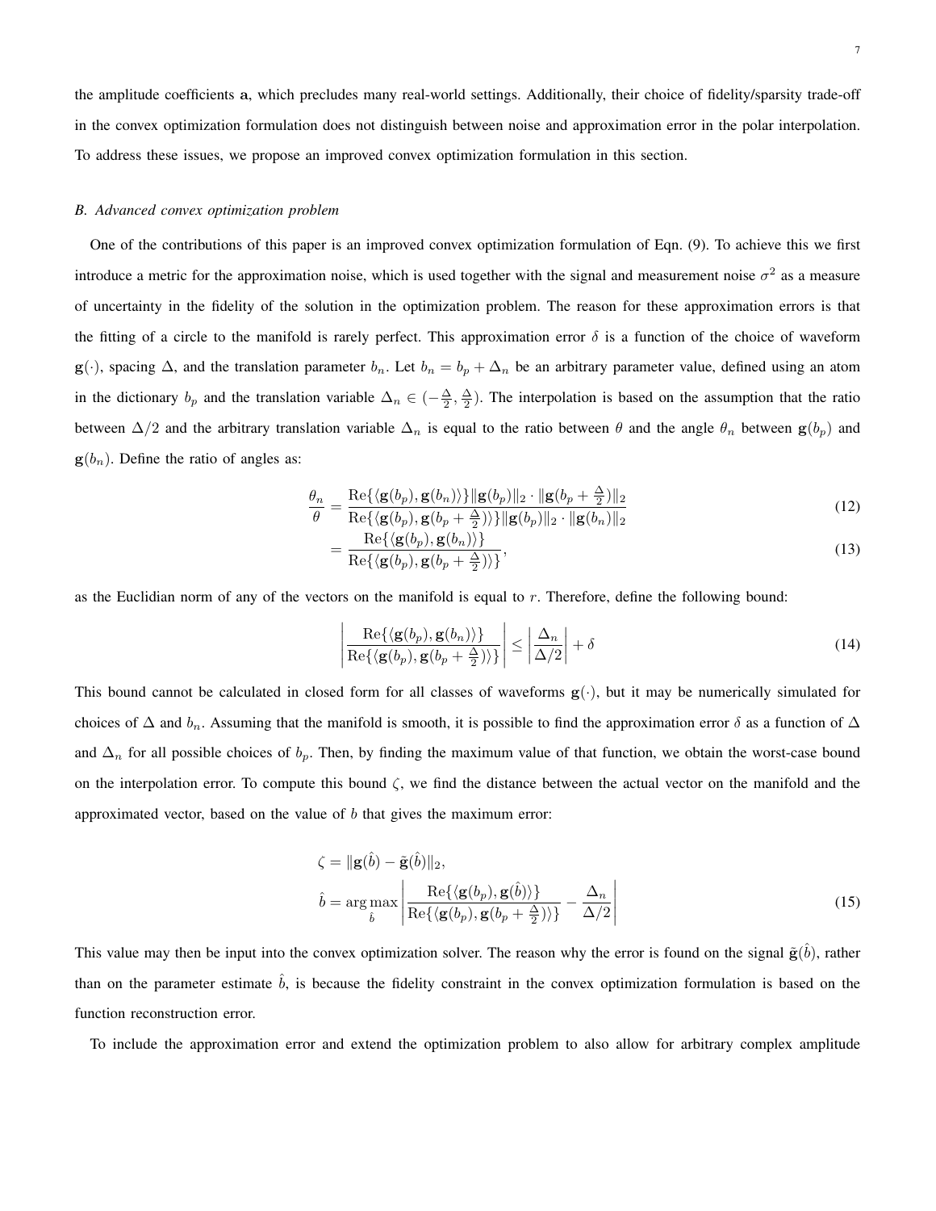the amplitude coefficients $\mathbf{a}$, which precludes many real-world settings. Additionally, their choice of fidelity/sparsity trade-off in the convex optimization formulation does not distinguish between noise and approximation error in the polar interpolation. To address these issues, we propose an improved convex optimization formulation in this section.

### *B. Advanced convex optimization problem*

One of the contributions of this paper is an improved convex optimization formulation of Eqn. (9). To achieve this we first introduce a metric for the approximation noise, which is used together with the signal and measurement noise $\sigma^2$ as a measure of uncertainty in the fidelity of the solution in the optimization problem. The reason for these approximation errors is that the fitting of a circle to the manifold is rarely perfect. This approximation error $\delta$ is a function of the choice of waveform $\mathbf{g}(\cdot)$, spacing $\Delta$, and the translation parameter $b_n$. Let $b_n = b_p + \Delta_n$ be an arbitrary parameter value, defined using an atom in the dictionary $b_p$ and the translation variable $\Delta_n \in (-\frac{\Delta}{2}, \frac{\Delta}{2})$. The interpolation is based on the assumption that the ratio between $\Delta/2$ and the arbitrary translation variable $\Delta_n$ is equal to the ratio between $\theta$ and the angle $\theta_n$ between $\mathbf{g}(b_p)$ and $\mathbf{g}(b_n)$. Define the ratio of angles as:

$$\frac{\theta_n}{\theta} = \frac{\mathrm{Re}\{\langle \mathbf{g}(b_p), \mathbf{g}(b_n) \rangle\} \|\mathbf{g}(b_p)\|_2 \cdot \|\mathbf{g}(b_p + \frac{\Delta}{2})\|_2}{\mathrm{Re}\{\langle \mathbf{g}(b_p), \mathbf{g}(b_p + \frac{\Delta}{2}) \rangle\} \|\mathbf{g}(b_p)\|_2 \cdot \|\mathbf{g}(b_n)\|_2} \tag{12}$$

$$= \frac{\mathrm{Re}\{\langle \mathbf{g}(b_p), \mathbf{g}(b_n) \rangle\}}{\mathrm{Re}\{\langle \mathbf{g}(b_p), \mathbf{g}(b_p + \frac{\Delta}{2}) \rangle\}}, \tag{13}$$

as the Euclidian norm of any of the vectors on the manifold is equal to $r$. Therefore, define the following bound:

$$\left| \frac{\mathrm{Re}\{\langle \mathbf{g}(b_p), \mathbf{g}(b_n) \rangle\}}{\mathrm{Re}\{\langle \mathbf{g}(b_p), \mathbf{g}(b_p + \frac{\Delta}{2}) \rangle\}} \right| \leq \left| \frac{\Delta_n}{\Delta/2} \right| + \delta \tag{14}$$

This bound cannot be calculated in closed form for all classes of waveforms $\mathbf{g}(\cdot)$, but it may be numerically simulated for choices of $\Delta$ and $b_n$. Assuming that the manifold is smooth, it is possible to find the approximation error $\delta$ as a function of $\Delta$ and $\Delta_n$ for all possible choices of $b_p$. Then, by finding the maximum value of that function, we obtain the worst-case bound on the interpolation error. To compute this bound $\zeta$, we find the distance between the actual vector on the manifold and the approximated vector, based on the value of $b$ that gives the maximum error:

$$\zeta = \|\mathbf{g}(\hat{b}) - \tilde{\mathbf{g}}(\hat{b})\|_2,$$
$$\hat{b} = \arg\max_{\hat{b}} \left| \frac{\mathrm{Re}\{\langle \mathbf{g}(b_p), \mathbf{g}(\hat{b}) \rangle\}}{\mathrm{Re}\{\langle \mathbf{g}(b_p), \mathbf{g}(b_p + \frac{\Delta}{2}) \rangle\}} - \frac{\Delta_n}{\Delta/2} \right| \tag{15}$$

This value may then be input into the convex optimization solver. The reason why the error is found on the signal $\tilde{\mathbf{g}}(\hat{b})$, rather than on the parameter estimate $\hat{b}$, is because the fidelity constraint in the convex optimization formulation is based on the function reconstruction error.

To include the approximation error and extend the optimization problem to also allow for arbitrary complex amplitude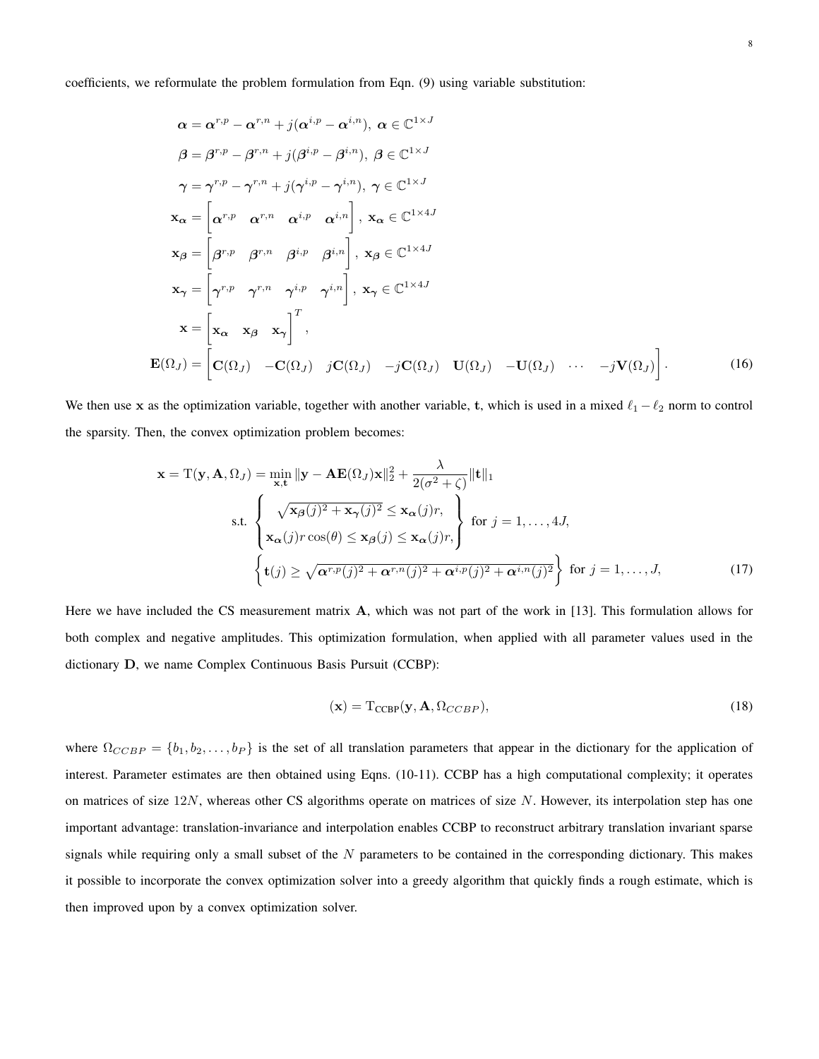coefficients, we reformulate the problem formulation from Eqn. (9) using variable substitution:

$$
\begin{aligned}
\boldsymbol{\alpha} &= \boldsymbol{\alpha}^{r,p} - \boldsymbol{\alpha}^{r,n} + j(\boldsymbol{\alpha}^{i,p} - \boldsymbol{\alpha}^{i,n}),\ \boldsymbol{\alpha} \in \mathbb{C}^{1\times J} \\
\boldsymbol{\beta} &= \boldsymbol{\beta}^{r,p} - \boldsymbol{\beta}^{r,n} + j(\boldsymbol{\beta}^{i,p} - \boldsymbol{\beta}^{i,n}),\ \boldsymbol{\beta} \in \mathbb{C}^{1\times J} \\
\boldsymbol{\gamma} &= \boldsymbol{\gamma}^{r,p} - \boldsymbol{\gamma}^{r,n} + j(\boldsymbol{\gamma}^{i,p} - \boldsymbol{\gamma}^{i,n}),\ \boldsymbol{\gamma} \in \mathbb{C}^{1\times J} \\
\mathbf{x}_{\boldsymbol{\alpha}} &= \begin{bmatrix} \boldsymbol{\alpha}^{r,p} & \boldsymbol{\alpha}^{r,n} & \boldsymbol{\alpha}^{i,p} & \boldsymbol{\alpha}^{i,n} \end{bmatrix},\ \mathbf{x}_{\boldsymbol{\alpha}} \in \mathbb{C}^{1\times 4J} \\
\mathbf{x}_{\boldsymbol{\beta}} &= \begin{bmatrix} \boldsymbol{\beta}^{r,p} & \boldsymbol{\beta}^{r,n} & \boldsymbol{\beta}^{i,p} & \boldsymbol{\beta}^{i,n} \end{bmatrix},\ \mathbf{x}_{\boldsymbol{\beta}} \in \mathbb{C}^{1\times 4J} \\
\mathbf{x}_{\boldsymbol{\gamma}} &= \begin{bmatrix} \boldsymbol{\gamma}^{r,p} & \boldsymbol{\gamma}^{r,n} & \boldsymbol{\gamma}^{i,p} & \boldsymbol{\gamma}^{i,n} \end{bmatrix},\ \mathbf{x}_{\boldsymbol{\gamma}} \in \mathbb{C}^{1\times 4J} \\
\mathbf{x} &= \begin{bmatrix} \mathbf{x}_{\boldsymbol{\alpha}} & \mathbf{x}_{\boldsymbol{\beta}} & \mathbf{x}_{\boldsymbol{\gamma}} \end{bmatrix}^T, \\
\mathbf{E}(\Omega_J) &= \begin{bmatrix} \mathbf{C}(\Omega_J) & -\mathbf{C}(\Omega_J) & j\mathbf{C}(\Omega_J) & -j\mathbf{C}(\Omega_J) & \mathbf{U}(\Omega_J) & -\mathbf{U}(\Omega_J) & \cdots & -j\mathbf{V}(\Omega_J) \end{bmatrix}.
\end{aligned} \tag{16}
$$

We then use $\mathbf{x}$ as the optimization variable, together with another variable, $\mathbf{t}$, which is used in a mixed $\ell_1 - \ell_2$ norm to control the sparsity. Then, the convex optimization problem becomes:

$$
\begin{aligned}
\mathbf{x} = \mathrm{T}(\mathbf{y}, \mathbf{A}, \Omega_J) = \min_{\mathbf{x},\mathbf{t}} \|\mathbf{y} - \mathbf{A}\mathbf{E}(\Omega_J)\mathbf{x}\|_2^2 + \frac{\lambda}{2(\sigma^2+\zeta)}\|\mathbf{t}\|_1 \\
\text{s.t.} \begin{Bmatrix} \sqrt{\mathbf{x}_{\boldsymbol{\beta}}(j)^2 + \mathbf{x}_{\boldsymbol{\gamma}}(j)^2} \le \mathbf{x}_{\boldsymbol{\alpha}}(j) r, \\ \mathbf{x}_{\boldsymbol{\alpha}}(j) r \cos(\theta) \le \mathbf{x}_{\boldsymbol{\beta}}(j) \le \mathbf{x}_{\boldsymbol{\alpha}}(j) r, \end{Bmatrix} \text{ for } j = 1, \ldots, 4J, \\
\left\{ \mathbf{t}(j) \ge \sqrt{\boldsymbol{\alpha}^{r,p}(j)^2 + \boldsymbol{\alpha}^{r,n}(j)^2 + \boldsymbol{\alpha}^{i,p}(j)^2 + \boldsymbol{\alpha}^{i,n}(j)^2} \right\} \text{ for } j = 1, \ldots, J,
\end{aligned} \tag{17}
$$

Here we have included the CS measurement matrix $\mathbf{A}$, which was not part of the work in [13]. This formulation allows for both complex and negative amplitudes. This optimization formulation, when applied with all parameter values used in the dictionary $\mathbf{D}$, we name Complex Continuous Basis Pursuit (CCBP):

$$
(\mathbf{x}) = \mathrm{T}_{\text{CCBP}}(\mathbf{y}, \mathbf{A}, \Omega_{CCBP}), \tag{18}
$$

where $\Omega_{CCBP} = \{b_1, b_2, \ldots, b_P\}$ is the set of all translation parameters that appear in the dictionary for the application of interest. Parameter estimates are then obtained using Eqns. (10-11). CCBP has a high computational complexity; it operates on matrices of size $12N$, whereas other CS algorithms operate on matrices of size $N$. However, its interpolation step has one important advantage: translation-invariance and interpolation enables CCBP to reconstruct arbitrary translation invariant sparse signals while requiring only a small subset of the $N$ parameters to be contained in the corresponding dictionary. This makes it possible to incorporate the convex optimization solver into a greedy algorithm that quickly finds a rough estimate, which is then improved upon by a convex optimization solver.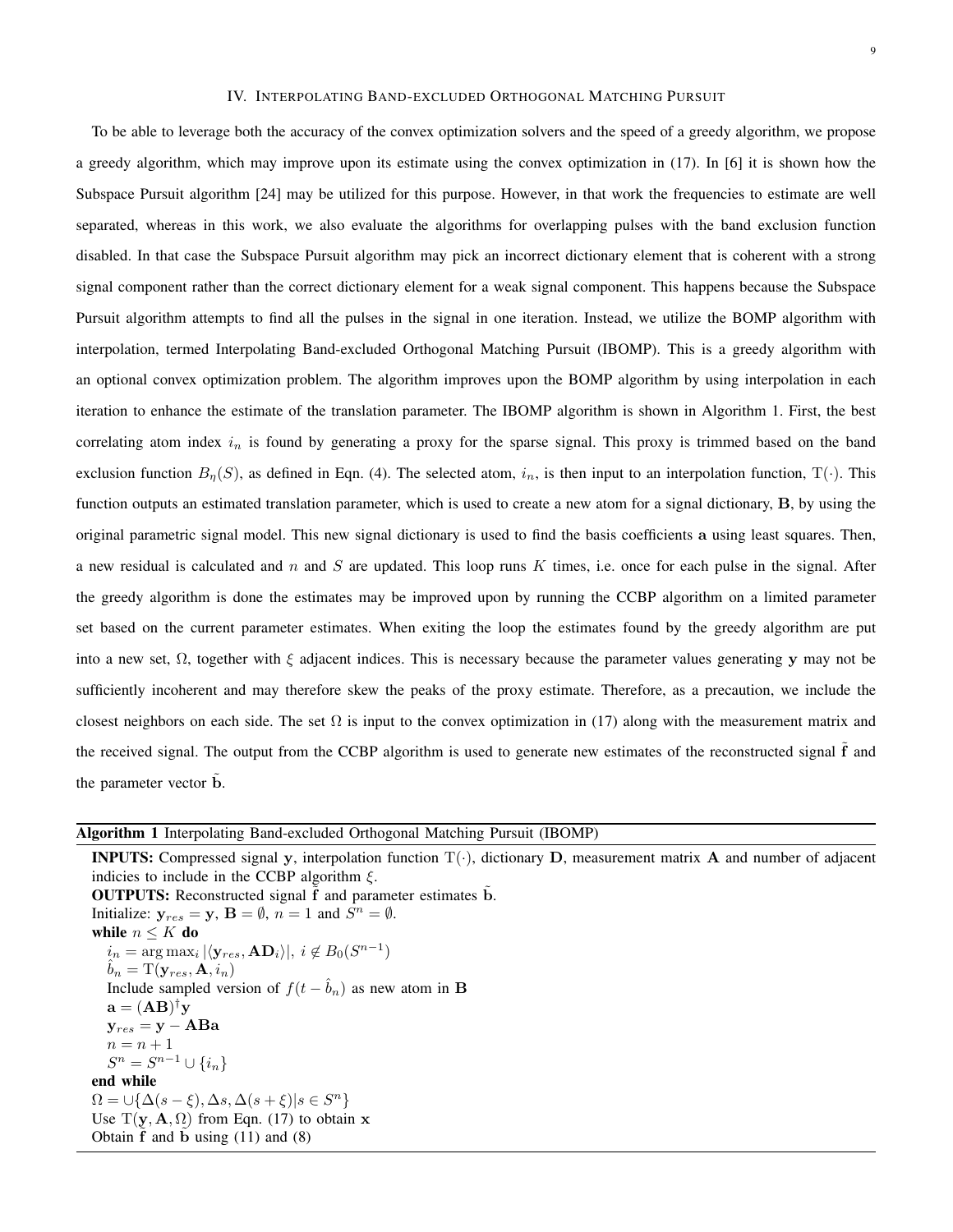## IV. Interpolating Band-excluded Orthogonal Matching Pursuit

To be able to leverage both the accuracy of the convex optimization solvers and the speed of a greedy algorithm, we propose a greedy algorithm, which may improve upon its estimate using the convex optimization in (17). In [6] it is shown how the Subspace Pursuit algorithm [24] may be utilized for this purpose. However, in that work the frequencies to estimate are well separated, whereas in this work, we also evaluate the algorithms for overlapping pulses with the band exclusion function disabled. In that case the Subspace Pursuit algorithm may pick an incorrect dictionary element that is coherent with a strong signal component rather than the correct dictionary element for a weak signal component. This happens because the Subspace Pursuit algorithm attempts to find all the pulses in the signal in one iteration. Instead, we utilize the BOMP algorithm with interpolation, termed Interpolating Band-excluded Orthogonal Matching Pursuit (IBOMP). This is a greedy algorithm with an optional convex optimization problem. The algorithm improves upon the BOMP algorithm by using interpolation in each iteration to enhance the estimate of the translation parameter. The IBOMP algorithm is shown in Algorithm 1. First, the best correlating atom index $i_n$ is found by generating a proxy for the sparse signal. This proxy is trimmed based on the band exclusion function $B_\eta(S)$, as defined in Eqn. (4). The selected atom, $i_n$, is then input to an interpolation function, $\mathrm{T}(\cdot)$. This function outputs an estimated translation parameter, which is used to create a new atom for a signal dictionary, $\mathbf{B}$, by using the original parametric signal model. This new signal dictionary is used to find the basis coefficients $\mathbf{a}$ using least squares. Then, a new residual is calculated and $n$ and $S$ are updated. This loop runs $K$ times, i.e. once for each pulse in the signal. After the greedy algorithm is done the estimates may be improved upon by running the CCBP algorithm on a limited parameter set based on the current parameter estimates. When exiting the loop the estimates found by the greedy algorithm are put into a new set, $\Omega$, together with $\xi$ adjacent indices. This is necessary because the parameter values generating $\mathbf{y}$ may not be sufficiently incoherent and may therefore skew the peaks of the proxy estimate. Therefore, as a precaution, we include the closest neighbors on each side. The set $\Omega$ is input to the convex optimization in (17) along with the measurement matrix and the received signal. The output from the CCBP algorithm is used to generate new estimates of the reconstructed signal $\tilde{\mathbf{f}}$ and the parameter vector $\tilde{\mathbf{b}}$.

**Algorithm 1** Interpolating Band-excluded Orthogonal Matching Pursuit (IBOMP)

**INPUTS:** Compressed signal $\mathbf{y}$, interpolation function $\mathrm{T}(\cdot)$, dictionary $\mathbf{D}$, measurement matrix $\mathbf{A}$ and number of adjacent indicies to include in the CCBP algorithm $\xi$.
**OUTPUTS:** Reconstructed signal $\tilde{\mathbf{f}}$ and parameter estimates $\tilde{\mathbf{b}}$.
Initialize: $\mathbf{y}_{res} = \mathbf{y}$, $\mathbf{B} = \emptyset$, $n = 1$ and $S^n = \emptyset$.
**while** $n \leq K$ **do**
  $i_n = \arg\max_i |\langle \mathbf{y}_{res}, \mathbf{A}\mathbf{D}_i \rangle|,\ i \notin B_0(S^{n-1})$
  $\hat{b}_n = \mathrm{T}(\mathbf{y}_{res}, \mathbf{A}, i_n)$
  Include sampled version of $f(t - \hat{b}_n)$ as new atom in $\mathbf{B}$
  $\mathbf{a} = (\mathbf{A}\mathbf{B})^\dagger \mathbf{y}$
  $\mathbf{y}_{res} = \mathbf{y} - \mathbf{A}\mathbf{B}\mathbf{a}$
  $n = n + 1$
  $S^n = S^{n-1} \cup \{i_n\}$
**end while**
$\Omega = \cup\{\Delta(s - \xi), \Delta s, \Delta(s + \xi) | s \in S^n\}$
Use $\mathrm{T}(\mathbf{y}, \mathbf{A}, \Omega)$ from Eqn. (17) to obtain $\mathbf{x}$
Obtain $\tilde{\mathbf{f}}$ and $\tilde{\mathbf{b}}$ using (11) and (8)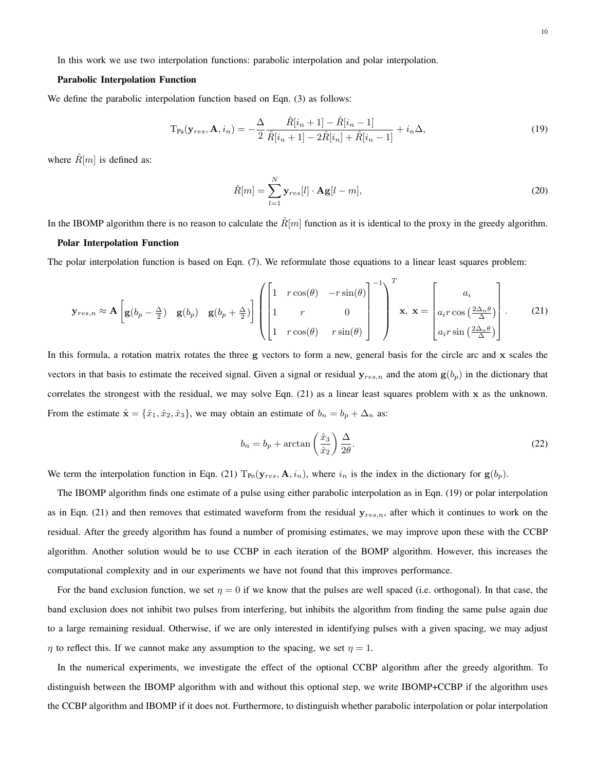In this work we use two interpolation functions: parabolic interpolation and polar interpolation.

**Parabolic Interpolation Function**

We define the parabolic interpolation function based on Eqn. (3) as follows:

$$\mathrm{T_{Pa}}(\mathbf{y}_{res}, \mathbf{A}, i_n) = -\frac{\Delta}{2}\frac{\hat{R}[i_n+1] - \hat{R}[i_n-1]}{\hat{R}[i_n+1] - 2\hat{R}[i_n] + \hat{R}[i_n-1]} + i_n\Delta, \tag{19}$$

where $\hat{R}[m]$ is defined as:

$$\hat{R}[m] = \sum_{l=1}^{N} \mathbf{y}_{res}[l] \cdot \mathbf{A}\mathbf{g}[l-m], \tag{20}$$

In the IBOMP algorithm there is no reason to calculate the $\hat{R}[m]$ function as it is identical to the proxy in the greedy algorithm.

**Polar Interpolation Function**

The polar interpolation function is based on Eqn. (7). We reformulate those equations to a linear least squares problem:

$$\mathbf{y}_{res,n} \approx \mathbf{A}\begin{bmatrix}\mathbf{g}(b_p - \frac{\Delta}{2}) & \mathbf{g}(b_p) & \mathbf{g}(b_p + \frac{\Delta}{2})\end{bmatrix}\left(\begin{bmatrix}1 & r\cos(\theta) & -r\sin(\theta)\\ 1 & r & 0\\ 1 & r\cos(\theta) & r\sin(\theta)\end{bmatrix}^{-1}\right)^{T}\mathbf{x},\ \mathbf{x} = \begin{bmatrix} a_i \\ a_i r\cos\left(\frac{2\Delta_n\theta}{\Delta}\right) \\ a_i r\sin\left(\frac{2\Delta_n\theta}{\Delta}\right)\end{bmatrix}. \tag{21}$$

In this formula, a rotation matrix rotates the three $\mathbf{g}$ vectors to form a new, general basis for the circle arc and $\mathbf{x}$ scales the vectors in that basis to estimate the received signal. Given a signal or residual $\mathbf{y}_{res,n}$ and the atom $\mathbf{g}(b_p)$ in the dictionary that correlates the strongest with the residual, we may solve Eqn. (21) as a linear least squares problem with $\mathbf{x}$ as the unknown. From the estimate $\hat{\mathbf{x}} = \{\hat{x}_1, \hat{x}_2, \hat{x}_3\}$, we may obtain an estimate of $b_n = b_p + \Delta_n$ as:

$$b_n = b_p + \arctan\left(\frac{\hat{x}_3}{\hat{x}_2}\right)\frac{\Delta}{2\theta}. \tag{22}$$

We term the interpolation function in Eqn. (21) $\mathrm{T_{Po}}(\mathbf{y}_{res}, \mathbf{A}, i_n)$, where $i_n$ is the index in the dictionary for $\mathbf{g}(b_p)$.

The IBOMP algorithm finds one estimate of a pulse using either parabolic interpolation as in Eqn. (19) or polar interpolation as in Eqn. (21) and then removes that estimated waveform from the residual $\mathbf{y}_{res,n}$, after which it continues to work on the residual. After the greedy algorithm has found a number of promising estimates, we may improve upon these with the CCBP algorithm. Another solution would be to use CCBP in each iteration of the BOMP algorithm. However, this increases the computational complexity and in our experiments we have not found that this improves performance.

For the band exclusion function, we set $\eta = 0$ if we know that the pulses are well spaced (i.e. orthogonal). In that case, the band exclusion does not inhibit two pulses from interfering, but inhibits the algorithm from finding the same pulse again due to a large remaining residual. Otherwise, if we are only interested in identifying pulses with a given spacing, we may adjust $\eta$ to reflect this. If we cannot make any assumption to the spacing, we set $\eta = 1$.

In the numerical experiments, we investigate the effect of the optional CCBP algorithm after the greedy algorithm. To distinguish between the IBOMP algorithm with and without this optional step, we write IBOMP+CCBP if the algorithm uses the CCBP algorithm and IBOMP if it does not. Furthermore, to distinguish whether parabolic interpolation or polar interpolation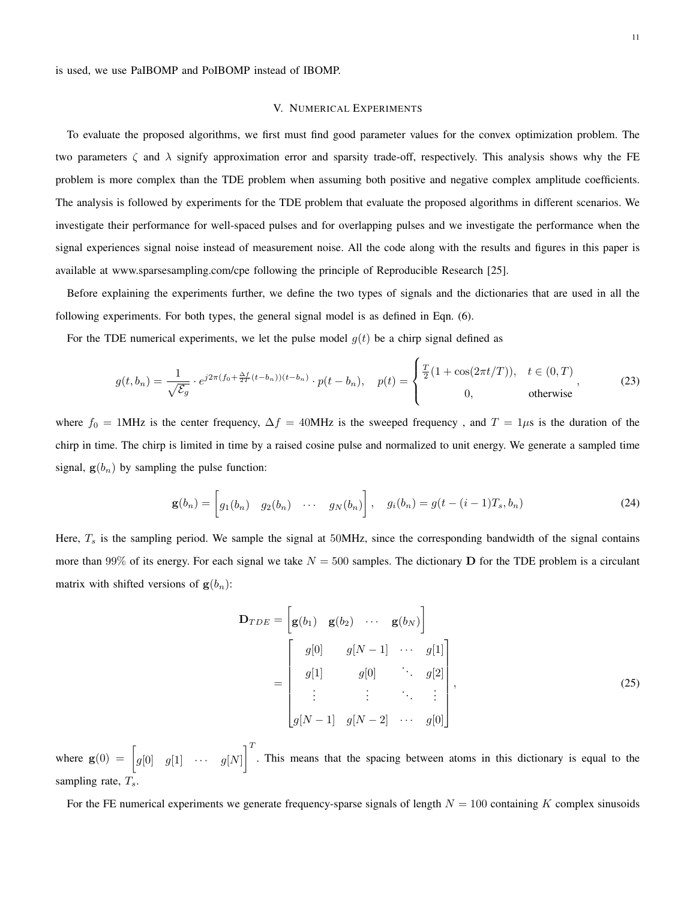is used, we use PaIBOMP and PoIBOMP instead of IBOMP.

## V. Numerical Experiments

To evaluate the proposed algorithms, we first must find good parameter values for the convex optimization problem. The two parameters $\zeta$ and $\lambda$ signify approximation error and sparsity trade-off, respectively. This analysis shows why the FE problem is more complex than the TDE problem when assuming both positive and negative complex amplitude coefficients. The analysis is followed by experiments for the TDE problem that evaluate the proposed algorithms in different scenarios. We investigate their performance for well-spaced pulses and for overlapping pulses and we investigate the performance when the signal experiences signal noise instead of measurement noise. All the code along with the results and figures in this paper is available at www.sparsesampling.com/cpe following the principle of Reproducible Research [25].

Before explaining the experiments further, we define the two types of signals and the dictionaries that are used in all the following experiments. For both types, the general signal model is as defined in Eqn. (6).

For the TDE numerical experiments, we let the pulse model $g(t)$ be a chirp signal defined as

$$g(t, b_n) = \frac{1}{\sqrt{\mathcal{E}_g}} \cdot e^{j2\pi(f_0 + \frac{\Delta f}{2T}(t-b_n))(t-b_n)} \cdot p(t-b_n), \quad p(t) = \begin{cases} \frac{T}{2}(1+\cos(2\pi t/T)), & t \in (0,T) \\ 0, & \text{otherwise} \end{cases}, \tag{23}$$

where $f_0 = 1$MHz is the center frequency, $\Delta f = 40$MHz is the sweeped frequency , and $T = 1\mu$s is the duration of the chirp in time. The chirp is limited in time by a raised cosine pulse and normalized to unit energy. We generate a sampled time signal, $\mathbf{g}(b_n)$ by sampling the pulse function:

$$\mathbf{g}(b_n) = \begin{bmatrix} g_1(b_n) & g_2(b_n) & \cdots & g_N(b_n) \end{bmatrix}, \quad g_i(b_n) = g(t-(i-1)T_s, b_n) \tag{24}$$

Here, $T_s$ is the sampling period. We sample the signal at 50MHz, since the corresponding bandwidth of the signal contains more than 99% of its energy. For each signal we take $N = 500$ samples. The dictionary $\mathbf{D}$ for the TDE problem is a circulant matrix with shifted versions of $\mathbf{g}(b_n)$:

$$\mathbf{D}_{TDE} = \begin{bmatrix} \mathbf{g}(b_1) & \mathbf{g}(b_2) & \cdots & \mathbf{g}(b_N) \end{bmatrix} = \begin{bmatrix} g[0] & g[N-1] & \cdots & g[1] \\ g[1] & g[0] & \ddots & g[2] \\ \vdots & \vdots & \ddots & \vdots \\ g[N-1] & g[N-2] & \cdots & g[0] \end{bmatrix}, \tag{25}$$

where $\mathbf{g}(0) = \begin{bmatrix} g[0] & g[1] & \cdots & g[N] \end{bmatrix}^T$. This means that the spacing between atoms in this dictionary is equal to the sampling rate, $T_s$.

For the FE numerical experiments we generate frequency-sparse signals of length $N = 100$ containing $K$ complex sinusoids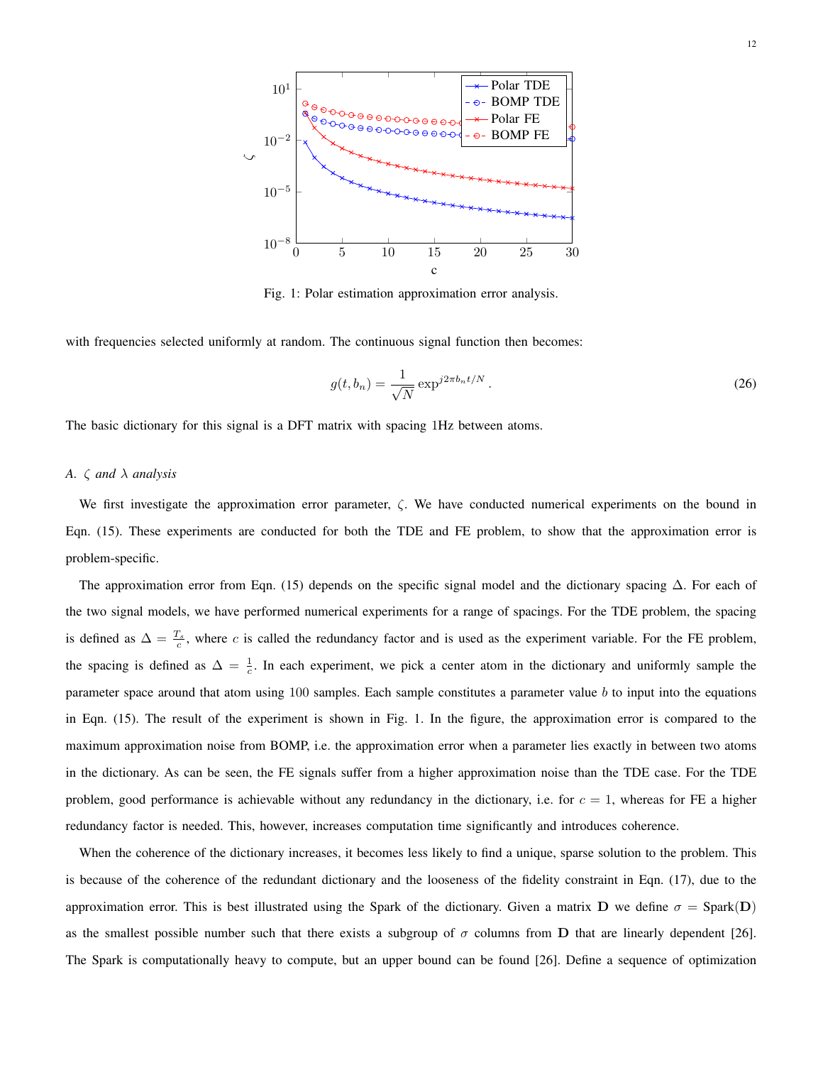$10^{1}$
$10^{-2}$
$10^{-5}$
$10^{-8}$
$\zeta$
0
5
10
15
20
25
30
c
Polar TDE
BOMP TDE
Polar FE
BOMP FE

Fig. 1: Polar estimation approximation error analysis.

with frequencies selected uniformly at random. The continuous signal function then becomes:

$$g(t, b_n) = \frac{1}{\sqrt{N}} \exp^{j2\pi b_n t/N} . \tag{26}$$

The basic dictionary for this signal is a DFT matrix with spacing 1Hz between atoms.

### A. $\zeta$ and $\lambda$ analysis

We first investigate the approximation error parameter, $\zeta$. We have conducted numerical experiments on the bound in Eqn. (15). These experiments are conducted for both the TDE and FE problem, to show that the approximation error is problem-specific.

The approximation error from Eqn. (15) depends on the specific signal model and the dictionary spacing $\Delta$. For each of the two signal models, we have performed numerical experiments for a range of spacings. For the TDE problem, the spacing is defined as $\Delta = \frac{T_s}{c}$, where $c$ is called the redundancy factor and is used as the experiment variable. For the FE problem, the spacing is defined as $\Delta = \frac{1}{c}$. In each experiment, we pick a center atom in the dictionary and uniformly sample the parameter space around that atom using 100 samples. Each sample constitutes a parameter value $b$ to input into the equations in Eqn. (15). The result of the experiment is shown in Fig. 1. In the figure, the approximation error is compared to the maximum approximation noise from BOMP, i.e. the approximation error when a parameter lies exactly in between two atoms in the dictionary. As can be seen, the FE signals suffer from a higher approximation noise than the TDE case. For the TDE problem, good performance is achievable without any redundancy in the dictionary, i.e. for $c = 1$, whereas for FE a higher redundancy factor is needed. This, however, increases computation time significantly and introduces coherence.

When the coherence of the dictionary increases, it becomes less likely to find a unique, sparse solution to the problem. This is because of the coherence of the redundant dictionary and the looseness of the fidelity constraint in Eqn. (17), due to the approximation error. This is best illustrated using the Spark of the dictionary. Given a matrix $\mathbf{D}$ we define $\sigma = \text{Spark}(\mathbf{D})$ as the smallest possible number such that there exists a subgroup of $\sigma$ columns from $\mathbf{D}$ that are linearly dependent [26]. The Spark is computationally heavy to compute, but an upper bound can be found [26]. Define a sequence of optimization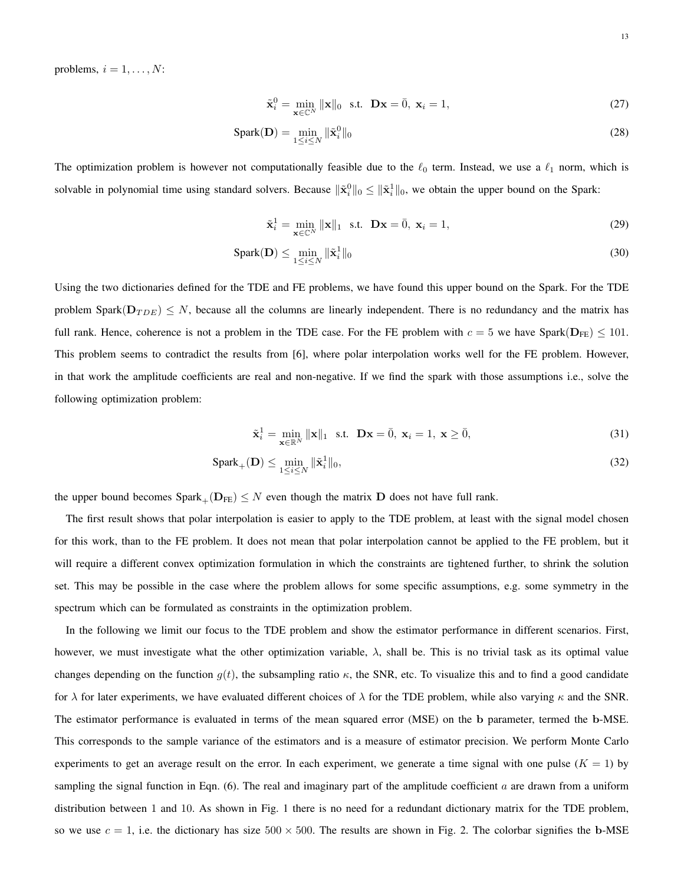problems, $i = 1, \ldots, N$:

$$\tilde{\mathbf{x}}_i^0 = \min_{\mathbf{x} \in \mathbb{C}^N} \|\mathbf{x}\|_0 \quad \text{s.t.} \quad \mathbf{D}\mathbf{x} = \bar{0},\ \mathbf{x}_i = 1, \tag{27}$$

$$\text{Spark}(\mathbf{D}) = \min_{1 \leq i \leq N} \|\tilde{\mathbf{x}}_i^0\|_0 \tag{28}$$

The optimization problem is however not computationally feasible due to the $\ell_0$ term. Instead, we use a $\ell_1$ norm, which is solvable in polynomial time using standard solvers. Because $\|\tilde{\mathbf{x}}_i^0\|_0 \leq \|\tilde{\mathbf{x}}_i^1\|_0$, we obtain the upper bound on the Spark:

$$\tilde{\mathbf{x}}_i^1 = \min_{\mathbf{x} \in \mathbb{C}^N} \|\mathbf{x}\|_1 \quad \text{s.t.} \quad \mathbf{D}\mathbf{x} = \bar{0},\ \mathbf{x}_i = 1, \tag{29}$$

$$\text{Spark}(\mathbf{D}) \leq \min_{1 \leq i \leq N} \|\tilde{\mathbf{x}}_i^1\|_0 \tag{30}$$

Using the two dictionaries defined for the TDE and FE problems, we have found this upper bound on the Spark. For the TDE problem $\text{Spark}(\mathbf{D}_{TDE}) \leq N$, because all the columns are linearly independent. There is no redundancy and the matrix has full rank. Hence, coherence is not a problem in the TDE case. For the FE problem with $c = 5$ we have $\text{Spark}(\mathbf{D}_{\text{FE}}) \leq 101$. This problem seems to contradict the results from [6], where polar interpolation works well for the FE problem. However, in that work the amplitude coefficients are real and non-negative. If we find the spark with those assumptions i.e., solve the following optimization problem:

$$\tilde{\mathbf{x}}_i^1 = \min_{\mathbf{x} \in \mathbb{R}^N} \|\mathbf{x}\|_1 \quad \text{s.t.} \quad \mathbf{D}\mathbf{x} = \bar{0},\ \mathbf{x}_i = 1,\ \mathbf{x} \geq \bar{0}, \tag{31}$$

$$\text{Spark}_+(\mathbf{D}) \leq \min_{1 \leq i \leq N} \|\tilde{\mathbf{x}}_i^1\|_0, \tag{32}$$

the upper bound becomes $\text{Spark}_+(\mathbf{D}_{\text{FE}}) \leq N$ even though the matrix $\mathbf{D}$ does not have full rank.

The first result shows that polar interpolation is easier to apply to the TDE problem, at least with the signal model chosen for this work, than to the FE problem. It does not mean that polar interpolation cannot be applied to the FE problem, but it will require a different convex optimization formulation in which the constraints are tightened further, to shrink the solution set. This may be possible in the case where the problem allows for some specific assumptions, e.g. some symmetry in the spectrum which can be formulated as constraints in the optimization problem.

In the following we limit our focus to the TDE problem and show the estimator performance in different scenarios. First, however, we must investigate what the other optimization variable, $\lambda$, shall be. This is no trivial task as its optimal value changes depending on the function $g(t)$, the subsampling ratio $\kappa$, the SNR, etc. To visualize this and to find a good candidate for $\lambda$ for later experiments, we have evaluated different choices of $\lambda$ for the TDE problem, while also varying $\kappa$ and the SNR. The estimator performance is evaluated in terms of the mean squared error (MSE) on the $\mathbf{b}$ parameter, termed the $\mathbf{b}$-MSE. This corresponds to the sample variance of the estimators and is a measure of estimator precision. We perform Monte Carlo experiments to get an average result on the error. In each experiment, we generate a time signal with one pulse ($K = 1$) by sampling the signal function in Eqn. (6). The real and imaginary part of the amplitude coefficient $a$ are drawn from a uniform distribution between 1 and 10. As shown in Fig. 1 there is no need for a redundant dictionary matrix for the TDE problem, so we use $c = 1$, i.e. the dictionary has size $500 \times 500$. The results are shown in Fig. 2. The colorbar signifies the $\mathbf{b}$-MSE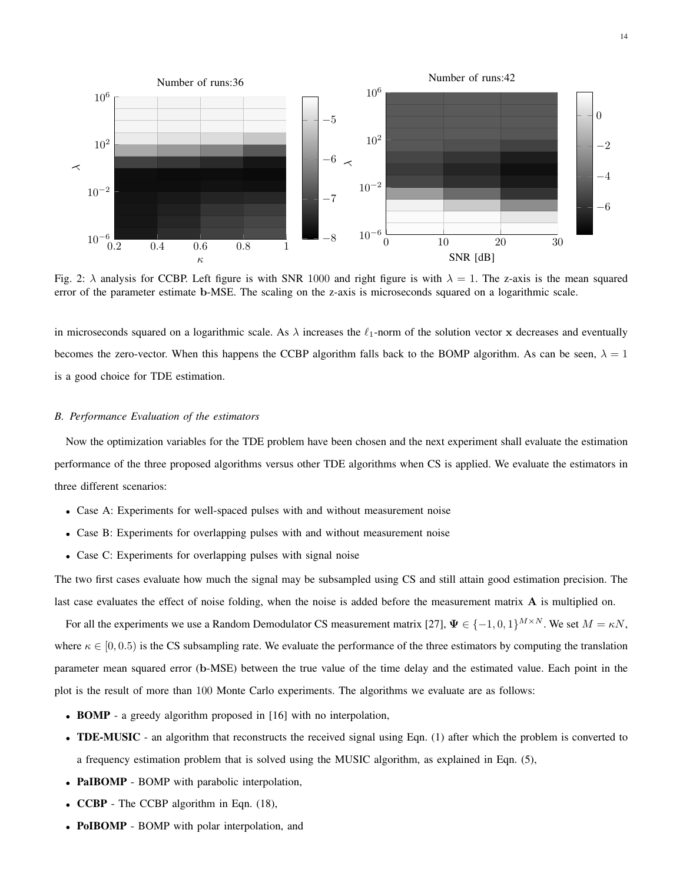Number of runs:36

$10^6$

$10^2$

$\lambda$

$10^{-2}$

$10^{-6}$

0.2 0.4 0.6 0.8 1

$\kappa$

−5

−6

−7

−8

Number of runs:42

$10^6$

$10^2$

$\lambda$

$10^{-2}$

$10^{-6}$

0 10 20 30

SNR [dB]

0

−2

−4

−6

Fig. 2: $\lambda$ analysis for CCBP. Left figure is with SNR 1000 and right figure is with $\lambda = 1$. The z-axis is the mean squared error of the parameter estimate $\mathbf{b}$-MSE. The scaling on the z-axis is microseconds squared on a logarithmic scale.

in microseconds squared on a logarithmic scale. As $\lambda$ increases the $\ell_1$-norm of the solution vector $\mathbf{x}$ decreases and eventually becomes the zero-vector. When this happens the CCBP algorithm falls back to the BOMP algorithm. As can be seen, $\lambda = 1$ is a good choice for TDE estimation.

### *B. Performance Evaluation of the estimators*

Now the optimization variables for the TDE problem have been chosen and the next experiment shall evaluate the estimation performance of the three proposed algorithms versus other TDE algorithms when CS is applied. We evaluate the estimators in three different scenarios:

- Case A: Experiments for well-spaced pulses with and without measurement noise
- Case B: Experiments for overlapping pulses with and without measurement noise
- Case C: Experiments for overlapping pulses with signal noise

The two first cases evaluate how much the signal may be subsampled using CS and still attain good estimation precision. The last case evaluates the effect of noise folding, when the noise is added before the measurement matrix $\mathbf{A}$ is multiplied on.

For all the experiments we use a Random Demodulator CS measurement matrix [27], $\mathbf{\Psi} \in \{-1, 0, 1\}^{M \times N}$. We set $M = \kappa N$, where $\kappa \in [0, 0.5)$ is the CS subsampling rate. We evaluate the performance of the three estimators by computing the translation parameter mean squared error ($\mathbf{b}$-MSE) between the true value of the time delay and the estimated value. Each point in the plot is the result of more than 100 Monte Carlo experiments. The algorithms we evaluate are as follows:

- **BOMP** - a greedy algorithm proposed in [16] with no interpolation,
- **TDE-MUSIC** - an algorithm that reconstructs the received signal using Eqn. (1) after which the problem is converted to a frequency estimation problem that is solved using the MUSIC algorithm, as explained in Eqn. (5),
- **PaIBOMP** - BOMP with parabolic interpolation,
- **CCBP** - The CCBP algorithm in Eqn. (18),
- **PoIBOMP** - BOMP with polar interpolation, and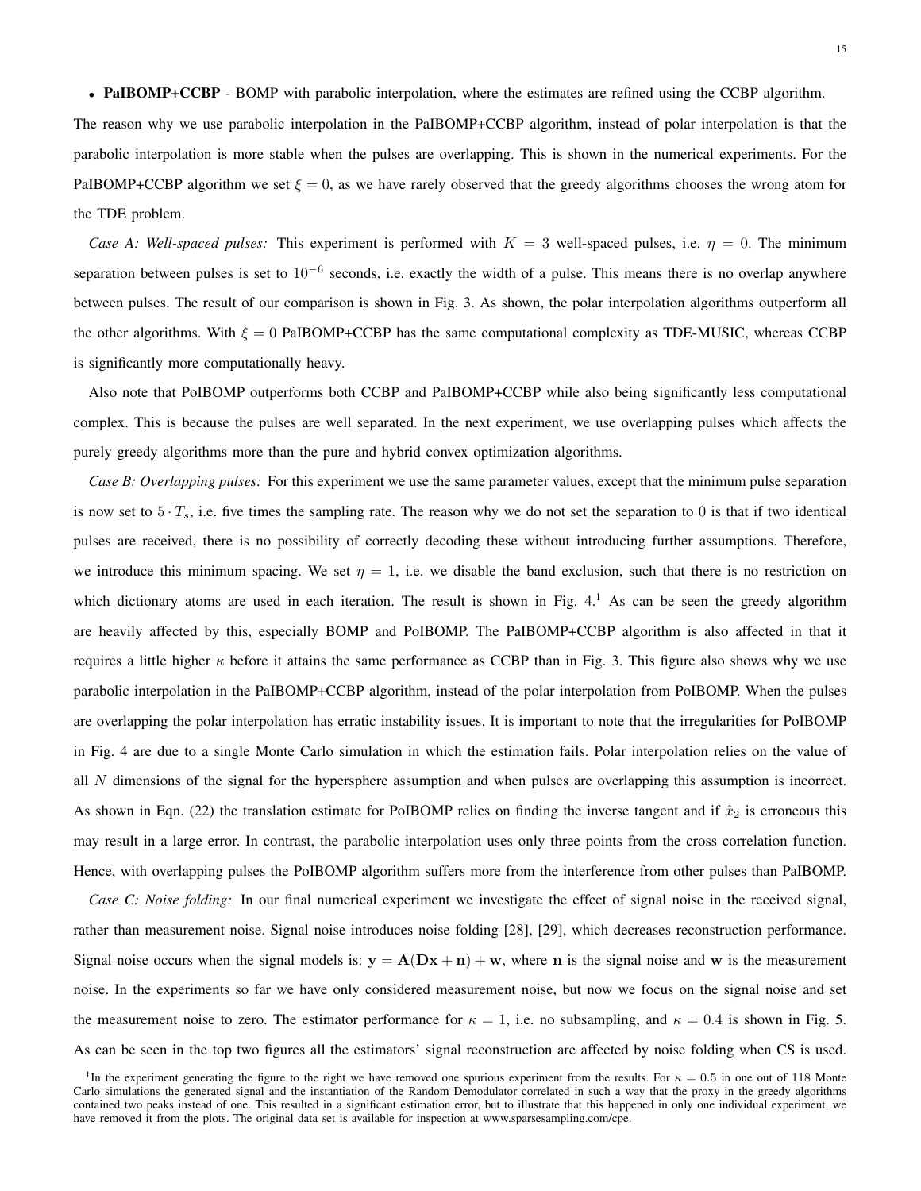- **PaIBOMP+CCBP** - BOMP with parabolic interpolation, where the estimates are refined using the CCBP algorithm.

The reason why we use parabolic interpolation in the PaIBOMP+CCBP algorithm, instead of polar interpolation is that the parabolic interpolation is more stable when the pulses are overlapping. This is shown in the numerical experiments. For the PaIBOMP+CCBP algorithm we set $\xi = 0$, as we have rarely observed that the greedy algorithms chooses the wrong atom for the TDE problem.

*Case A: Well-spaced pulses:* This experiment is performed with $K = 3$ well-spaced pulses, i.e. $\eta = 0$. The minimum separation between pulses is set to $10^{-6}$ seconds, i.e. exactly the width of a pulse. This means there is no overlap anywhere between pulses. The result of our comparison is shown in Fig. 3. As shown, the polar interpolation algorithms outperform all the other algorithms. With $\xi = 0$ PaIBOMP+CCBP has the same computational complexity as TDE-MUSIC, whereas CCBP is significantly more computationally heavy.

Also note that PoIBOMP outperforms both CCBP and PaIBOMP+CCBP while also being significantly less computational complex. This is because the pulses are well separated. In the next experiment, we use overlapping pulses which affects the purely greedy algorithms more than the pure and hybrid convex optimization algorithms.

*Case B: Overlapping pulses:* For this experiment we use the same parameter values, except that the minimum pulse separation is now set to $5 \cdot T_s$, i.e. five times the sampling rate. The reason why we do not set the separation to 0 is that if two identical pulses are received, there is no possibility of correctly decoding these without introducing further assumptions. Therefore, we introduce this minimum spacing. We set $\eta = 1$, i.e. we disable the band exclusion, such that there is no restriction on which dictionary atoms are used in each iteration. The result is shown in Fig. 4.[1] As can be seen the greedy algorithm are heavily affected by this, especially BOMP and PoIBOMP. The PaIBOMP+CCBP algorithm is also affected in that it requires a little higher $\kappa$ before it attains the same performance as CCBP than in Fig. 3. This figure also shows why we use parabolic interpolation in the PaIBOMP+CCBP algorithm, instead of the polar interpolation from PoIBOMP. When the pulses are overlapping the polar interpolation has erratic instability issues. It is important to note that the irregularities for PoIBOMP in Fig. 4 are due to a single Monte Carlo simulation in which the estimation fails. Polar interpolation relies on the value of all $N$ dimensions of the signal for the hypersphere assumption and when pulses are overlapping this assumption is incorrect. As shown in Eqn. (22) the translation estimate for PoIBOMP relies on finding the inverse tangent and if $\hat{x}_2$ is erroneous this may result in a large error. In contrast, the parabolic interpolation uses only three points from the cross correlation function. Hence, with overlapping pulses the PoIBOMP algorithm suffers more from the interference from other pulses than PaIBOMP.

*Case C: Noise folding:* In our final numerical experiment we investigate the effect of signal noise in the received signal, rather than measurement noise. Signal noise introduces noise folding [28], [29], which decreases reconstruction performance. Signal noise occurs when the signal models is: $\mathbf{y} = \mathbf{A}(\mathbf{D}\mathbf{x} + \mathbf{n}) + \mathbf{w}$, where $\mathbf{n}$ is the signal noise and $\mathbf{w}$ is the measurement noise. In the experiments so far we have only considered measurement noise, but now we focus on the signal noise and set the measurement noise to zero. The estimator performance for $\kappa = 1$, i.e. no subsampling, and $\kappa = 0.4$ is shown in Fig. 5. As can be seen in the top two figures all the estimators' signal reconstruction are affected by noise folding when CS is used.

[1] In the experiment generating the figure to the right we have removed one spurious experiment from the results. For $\kappa = 0.5$ in one out of 118 Monte Carlo simulations the generated signal and the instantiation of the Random Demodulator correlated in such a way that the proxy in the greedy algorithms contained two peaks instead of one. This resulted in a significant estimation error, but to illustrate that this happened in only one individual experiment, we have removed it from the plots. The original data set is available for inspection at www.sparsesampling.com/cpe.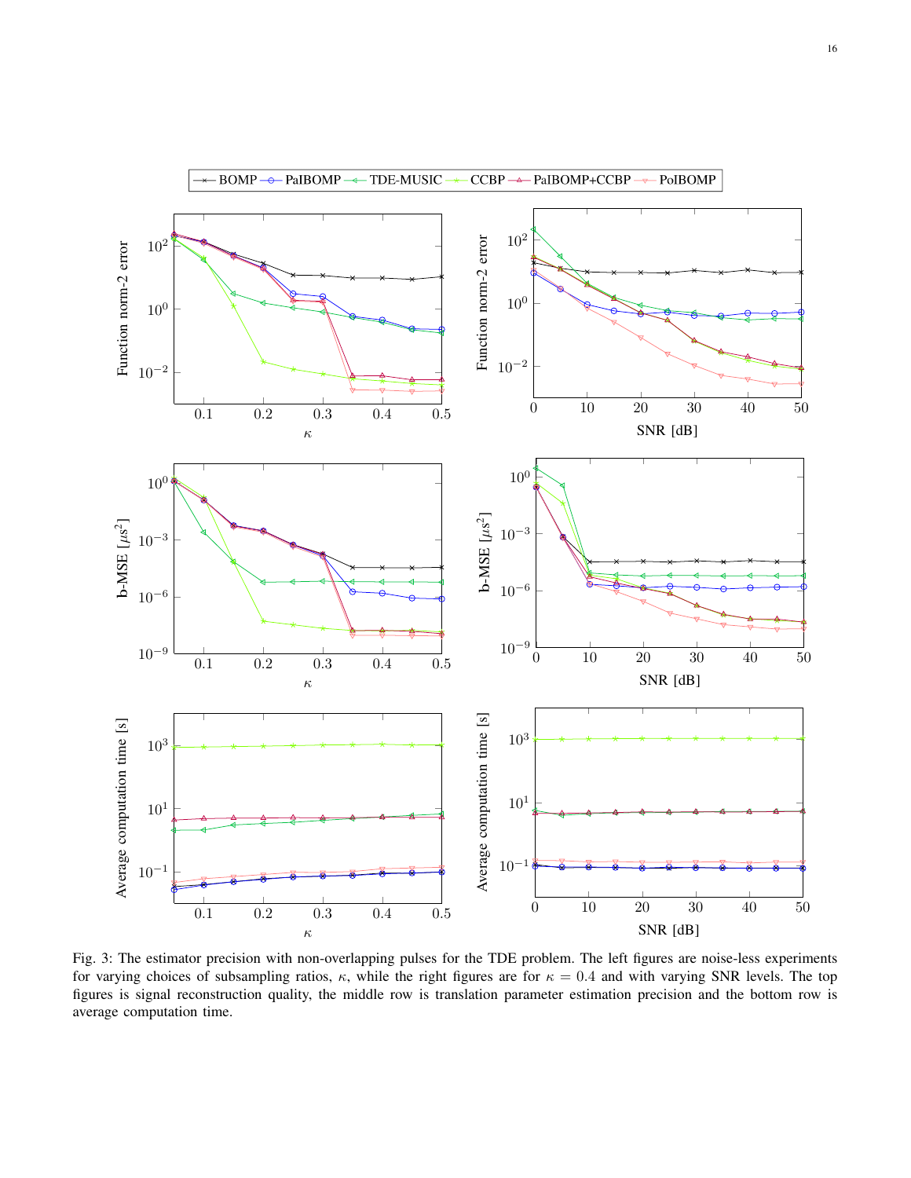BOMP PaIBOMP TDE-MUSIC CCBP PaIBOMP+CCBP PoIBOMP

Function norm-2 error

$10^2$

$10^0$

$10^{-2}$

0.1 0.2 0.3 0.4 0.5

$\kappa$

Function norm-2 error

$10^2$

$10^0$

$10^{-2}$

0 10 20 30 40 50

SNR [dB]

b-MSE [$\mu s^2$]

$10^0$

$10^{-3}$

$10^{-6}$

$10^{-9}$

0.1 0.2 0.3 0.4 0.5

$\kappa$

b-MSE [$\mu s^2$]

$10^0$

$10^{-3}$

$10^{-6}$

$10^{-9}$

0 10 20 30 40 50

SNR [dB]

Average computation time [s]

$10^3$

$10^1$

$10^{-1}$

0.1 0.2 0.3 0.4 0.5

$\kappa$

Average computation time [s]

$10^3$

$10^1$

$10^{-1}$

0 10 20 30 40 50

SNR [dB]

Fig. 3: The estimator precision with non-overlapping pulses for the TDE problem. The left figures are noise-less experiments for varying choices of subsampling ratios, $\kappa$, while the right figures are for $\kappa = 0.4$ and with varying SNR levels. The top figures is signal reconstruction quality, the middle row is translation parameter estimation precision and the bottom row is average computation time.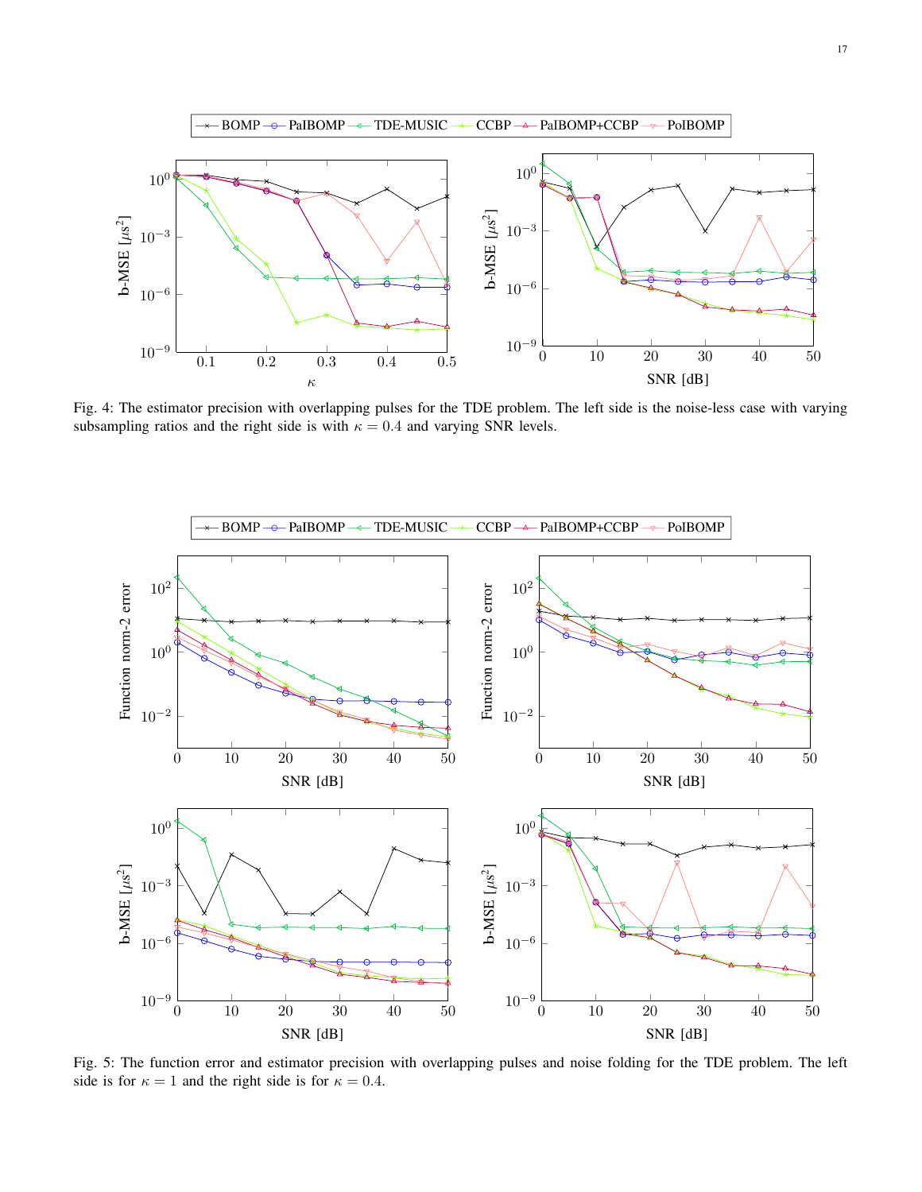BOMP PaIBOMP TDE-MUSIC CCBP PaIBOMP+CCBP PoIBOMP

b-MSE [$\mu s^2$]

$10^0$ $10^{-3}$ $10^{-6}$ $10^{-9}$

0.1 0.2 0.3 0.4 0.5

$\kappa$

b-MSE [$\mu s^2$]

$10^0$ $10^{-3}$ $10^{-6}$ $10^{-9}$

0 10 20 30 40 50

SNR [dB]

Fig. 4: The estimator precision with overlapping pulses for the TDE problem. The left side is the noise-less case with varying subsampling ratios and the right side is with $\kappa = 0.4$ and varying SNR levels.

BOMP PaIBOMP TDE-MUSIC CCBP PaIBOMP+CCBP PoIBOMP

Function norm-2 error

$10^2$ $10^0$ $10^{-2}$

0 10 20 30 40 50

SNR [dB]

Function norm-2 error

$10^2$ $10^0$ $10^{-2}$

0 10 20 30 40 50

SNR [dB]

b-MSE [$\mu s^2$]

$10^0$ $10^{-3}$ $10^{-6}$ $10^{-9}$

0 10 20 30 40 50

SNR [dB]

b-MSE [$\mu s^2$]

$10^0$ $10^{-3}$ $10^{-6}$ $10^{-9}$

0 10 20 30 40 50

SNR [dB]

Fig. 5: The function error and estimator precision with overlapping pulses and noise folding for the TDE problem. The left side is for $\kappa = 1$ and the right side is for $\kappa = 0.4$.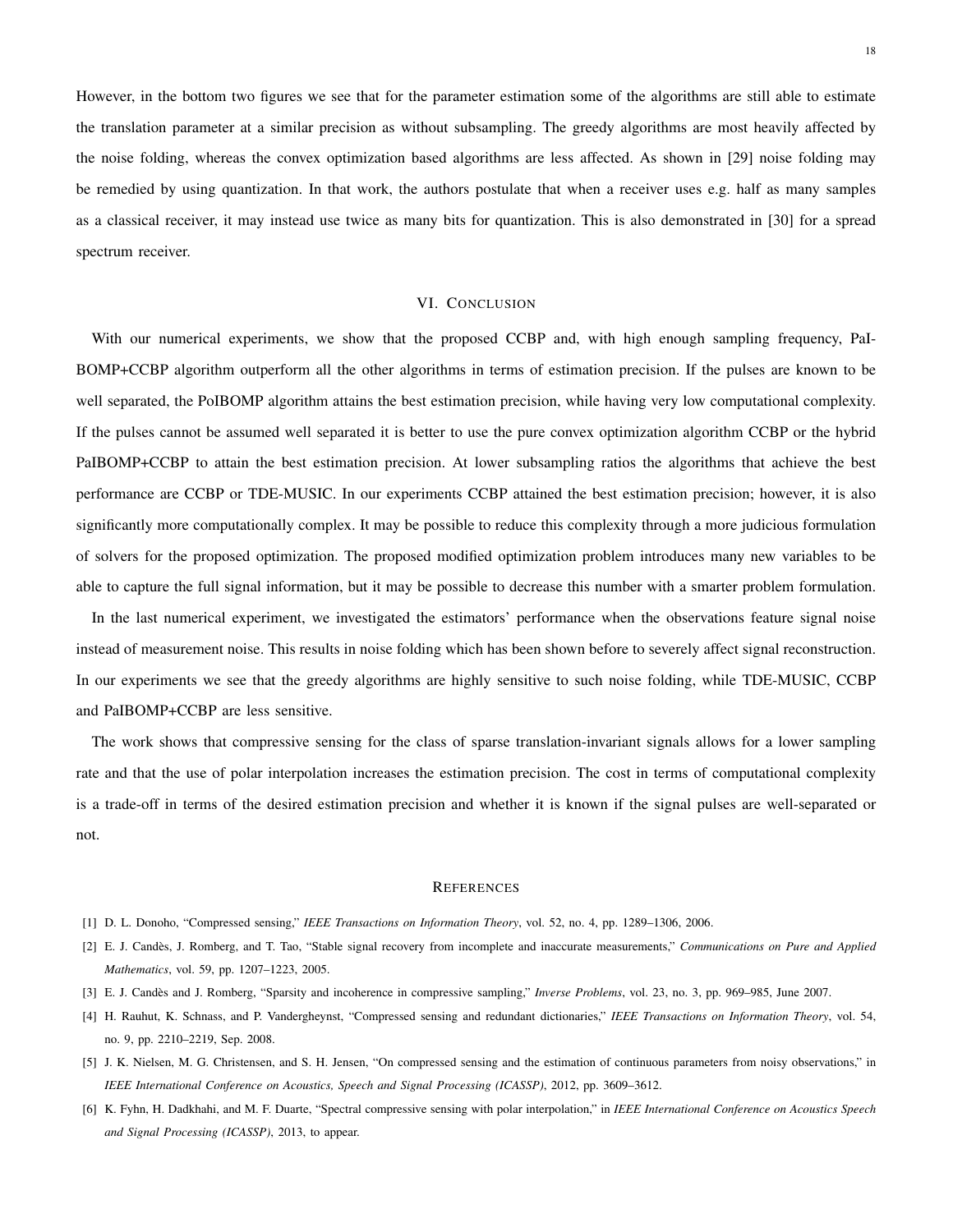However, in the bottom two figures we see that for the parameter estimation some of the algorithms are still able to estimate the translation parameter at a similar precision as without subsampling. The greedy algorithms are most heavily affected by the noise folding, whereas the convex optimization based algorithms are less affected. As shown in [29] noise folding may be remedied by using quantization. In that work, the authors postulate that when a receiver uses e.g. half as many samples as a classical receiver, it may instead use twice as many bits for quantization. This is also demonstrated in [30] for a spread spectrum receiver.

## VI. Conclusion

With our numerical experiments, we show that the proposed CCBP and, with high enough sampling frequency, PaIBOMP+CCBP algorithm outperform all the other algorithms in terms of estimation precision. If the pulses are known to be well separated, the PoIBOMP algorithm attains the best estimation precision, while having very low computational complexity. If the pulses cannot be assumed well separated it is better to use the pure convex optimization algorithm CCBP or the hybrid PaIBOMP+CCBP to attain the best estimation precision. At lower subsampling ratios the algorithms that achieve the best performance are CCBP or TDE-MUSIC. In our experiments CCBP attained the best estimation precision; however, it is also significantly more computationally complex. It may be possible to reduce this complexity through a more judicious formulation of solvers for the proposed optimization. The proposed modified optimization problem introduces many new variables to be able to capture the full signal information, but it may be possible to decrease this number with a smarter problem formulation.

In the last numerical experiment, we investigated the estimators' performance when the observations feature signal noise instead of measurement noise. This results in noise folding which has been shown before to severely affect signal reconstruction. In our experiments we see that the greedy algorithms are highly sensitive to such noise folding, while TDE-MUSIC, CCBP and PaIBOMP+CCBP are less sensitive.

The work shows that compressive sensing for the class of sparse translation-invariant signals allows for a lower sampling rate and that the use of polar interpolation increases the estimation precision. The cost in terms of computational complexity is a trade-off in terms of the desired estimation precision and whether it is known if the signal pulses are well-separated or not.

## References

[1] D. L. Donoho, "Compressed sensing," *IEEE Transactions on Information Theory*, vol. 52, no. 4, pp. 1289–1306, 2006.

[2] E. J. Candès, J. Romberg, and T. Tao, "Stable signal recovery from incomplete and inaccurate measurements," *Communications on Pure and Applied Mathematics*, vol. 59, pp. 1207–1223, 2005.

[3] E. J. Candès and J. Romberg, "Sparsity and incoherence in compressive sampling," *Inverse Problems*, vol. 23, no. 3, pp. 969–985, June 2007.

[4] H. Rauhut, K. Schnass, and P. Vandergheynst, "Compressed sensing and redundant dictionaries," *IEEE Transactions on Information Theory*, vol. 54, no. 9, pp. 2210–2219, Sep. 2008.

[5] J. K. Nielsen, M. G. Christensen, and S. H. Jensen, "On compressed sensing and the estimation of continuous parameters from noisy observations," in *IEEE International Conference on Acoustics, Speech and Signal Processing (ICASSP)*, 2012, pp. 3609–3612.

[6] K. Fyhn, H. Dadkhahi, and M. F. Duarte, "Spectral compressive sensing with polar interpolation," in *IEEE International Conference on Acoustics Speech and Signal Processing (ICASSP)*, 2013, to appear.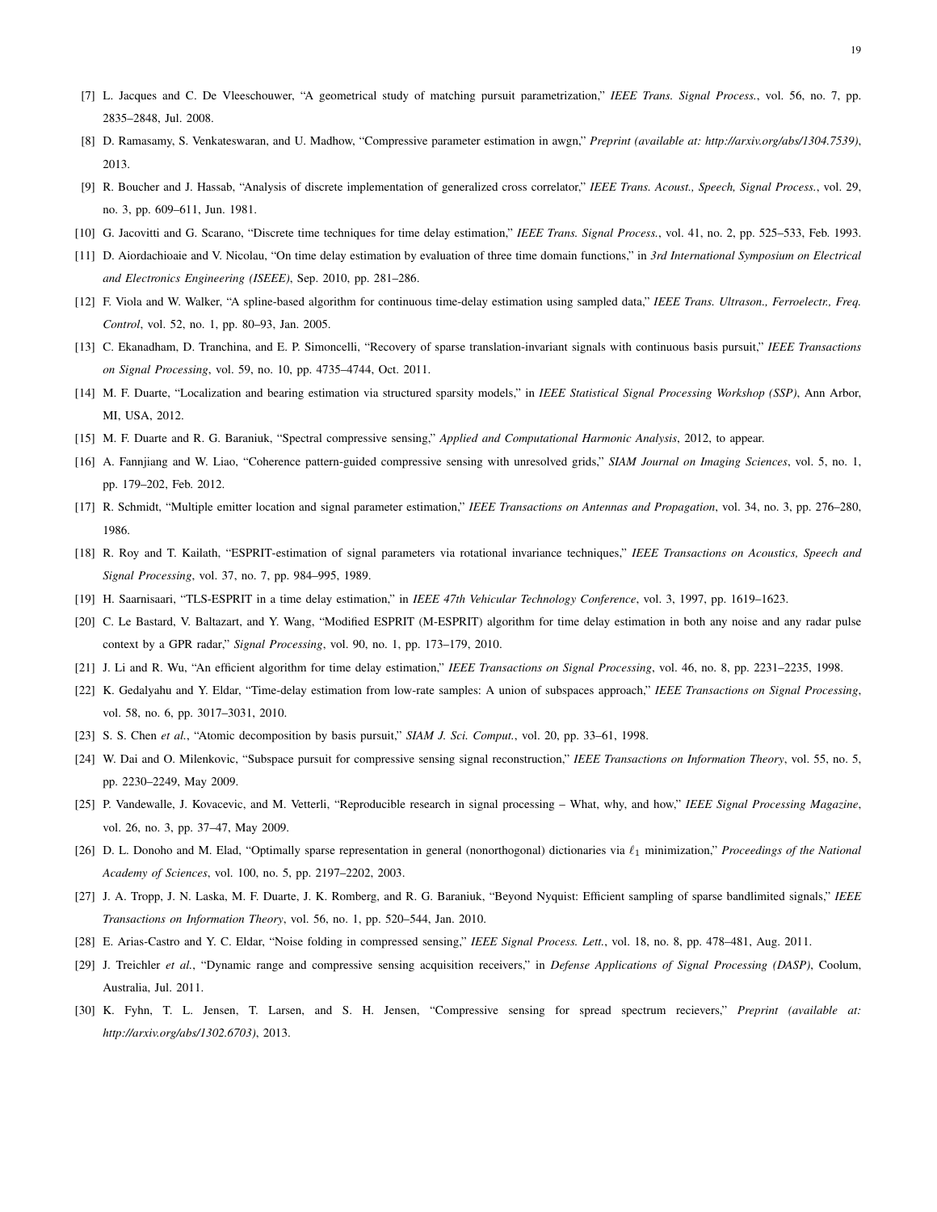[7] L. Jacques and C. De Vleeschouwer, "A geometrical study of matching pursuit parametrization," *IEEE Trans. Signal Process.*, vol. 56, no. 7, pp. 2835–2848, Jul. 2008.

[8] D. Ramasamy, S. Venkateswaran, and U. Madhow, "Compressive parameter estimation in awgn," *Preprint (available at: http://arxiv.org/abs/1304.7539)*, 2013.

[9] R. Boucher and J. Hassab, "Analysis of discrete implementation of generalized cross correlator," *IEEE Trans. Acoust., Speech, Signal Process.*, vol. 29, no. 3, pp. 609–611, Jun. 1981.

[10] G. Jacovitti and G. Scarano, "Discrete time techniques for time delay estimation," *IEEE Trans. Signal Process.*, vol. 41, no. 2, pp. 525–533, Feb. 1993.

[11] D. Aiordachioaie and V. Nicolau, "On time delay estimation by evaluation of three time domain functions," in *3rd International Symposium on Electrical and Electronics Engineering (ISEEE)*, Sep. 2010, pp. 281–286.

[12] F. Viola and W. Walker, "A spline-based algorithm for continuous time-delay estimation using sampled data," *IEEE Trans. Ultrason., Ferroelectr., Freq. Control*, vol. 52, no. 1, pp. 80–93, Jan. 2005.

[13] C. Ekanadham, D. Tranchina, and E. P. Simoncelli, "Recovery of sparse translation-invariant signals with continuous basis pursuit," *IEEE Transactions on Signal Processing*, vol. 59, no. 10, pp. 4735–4744, Oct. 2011.

[14] M. F. Duarte, "Localization and bearing estimation via structured sparsity models," in *IEEE Statistical Signal Processing Workshop (SSP)*, Ann Arbor, MI, USA, 2012.

[15] M. F. Duarte and R. G. Baraniuk, "Spectral compressive sensing," *Applied and Computational Harmonic Analysis*, 2012, to appear.

[16] A. Fannjiang and W. Liao, "Coherence pattern-guided compressive sensing with unresolved grids," *SIAM Journal on Imaging Sciences*, vol. 5, no. 1, pp. 179–202, Feb. 2012.

[17] R. Schmidt, "Multiple emitter location and signal parameter estimation," *IEEE Transactions on Antennas and Propagation*, vol. 34, no. 3, pp. 276–280, 1986.

[18] R. Roy and T. Kailath, "ESPRIT-estimation of signal parameters via rotational invariance techniques," *IEEE Transactions on Acoustics, Speech and Signal Processing*, vol. 37, no. 7, pp. 984–995, 1989.

[19] H. Saarnisaari, "TLS-ESPRIT in a time delay estimation," in *IEEE 47th Vehicular Technology Conference*, vol. 3, 1997, pp. 1619–1623.

[20] C. Le Bastard, V. Baltazart, and Y. Wang, "Modified ESPRIT (M-ESPRIT) algorithm for time delay estimation in both any noise and any radar pulse context by a GPR radar," *Signal Processing*, vol. 90, no. 1, pp. 173–179, 2010.

[21] J. Li and R. Wu, "An efficient algorithm for time delay estimation," *IEEE Transactions on Signal Processing*, vol. 46, no. 8, pp. 2231–2235, 1998.

[22] K. Gedalyahu and Y. Eldar, "Time-delay estimation from low-rate samples: A union of subspaces approach," *IEEE Transactions on Signal Processing*, vol. 58, no. 6, pp. 3017–3031, 2010.

[23] S. S. Chen *et al.*, "Atomic decomposition by basis pursuit," *SIAM J. Sci. Comput.*, vol. 20, pp. 33–61, 1998.

[24] W. Dai and O. Milenkovic, "Subspace pursuit for compressive sensing signal reconstruction," *IEEE Transactions on Information Theory*, vol. 55, no. 5, pp. 2230–2249, May 2009.

[25] P. Vandewalle, J. Kovacevic, and M. Vetterli, "Reproducible research in signal processing – What, why, and how," *IEEE Signal Processing Magazine*, vol. 26, no. 3, pp. 37–47, May 2009.

[26] D. L. Donoho and M. Elad, "Optimally sparse representation in general (nonorthogonal) dictionaries via $\ell_1$ minimization," *Proceedings of the National Academy of Sciences*, vol. 100, no. 5, pp. 2197–2202, 2003.

[27] J. A. Tropp, J. N. Laska, M. F. Duarte, J. K. Romberg, and R. G. Baraniuk, "Beyond Nyquist: Efficient sampling of sparse bandlimited signals," *IEEE Transactions on Information Theory*, vol. 56, no. 1, pp. 520–544, Jan. 2010.

[28] E. Arias-Castro and Y. C. Eldar, "Noise folding in compressed sensing," *IEEE Signal Process. Lett.*, vol. 18, no. 8, pp. 478–481, Aug. 2011.

[29] J. Treichler *et al.*, "Dynamic range and compressive sensing acquisition receivers," in *Defense Applications of Signal Processing (DASP)*, Coolum, Australia, Jul. 2011.

[30] K. Fyhn, T. L. Jensen, T. Larsen, and S. H. Jensen, "Compressive sensing for spread spectrum recievers," *Preprint (available at: http://arxiv.org/abs/1302.6703)*, 2013.